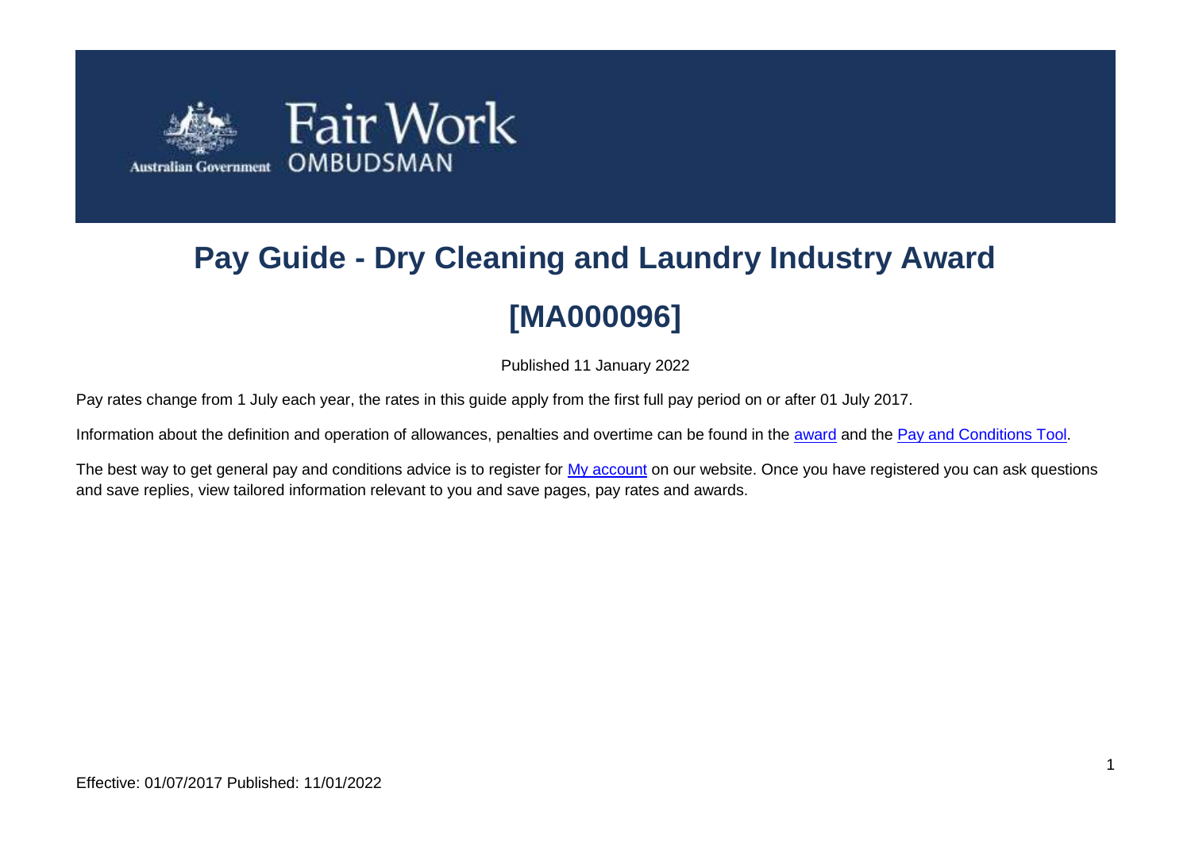# Pay Guide - Dry Cleaning and Laundry Industry Award

# [MA000096]

Published 11 January 2022

Pay rates change from 1 July each year, the rates in this guide apply from the first full pay period on or after 01 July 2017.

Information about the definition and operation of allowances, penalties and overtime can be found in the award and the Pay and Conditions Tool.

The best way to get general pay and conditions advice is to register for My account on our website. Once you have registered you can ask questions and save replies, view tailored information relevant to you and save pages, pay rates and awards.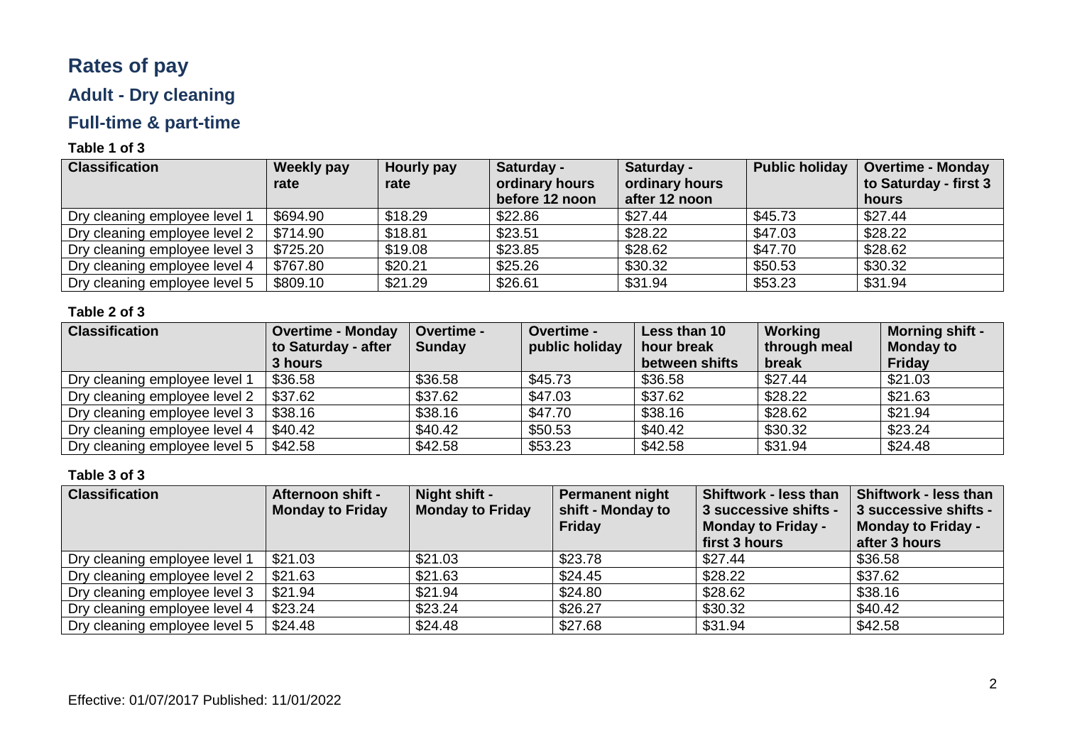# Rates of pay

## Adult - Dry cleaning

## Full-time & part-time

**Table 1 of 3**

| Classification | Weekly pay rate | Hourly pay rate | Saturday - ordinary hours before 12 noon | Saturday - ordinary hours after 12 noon | Public holiday | Overtime - Monday to Saturday - first 3 hours |
| --- | --- | --- | --- | --- | --- | --- |
| Dry cleaning employee level 1 | $694.90 | $18.29 | $22.86 | $27.44 | $45.73 | $27.44 |
| Dry cleaning employee level 2 | $714.90 | $18.81 | $23.51 | $28.22 | $47.03 | $28.22 |
| Dry cleaning employee level 3 | $725.20 | $19.08 | $23.85 | $28.62 | $47.70 | $28.62 |
| Dry cleaning employee level 4 | $767.80 | $20.21 | $25.26 | $30.32 | $50.53 | $30.32 |
| Dry cleaning employee level 5 | $809.10 | $21.29 | $26.61 | $31.94 | $53.23 | $31.94 |

**Table 2 of 3**

| Classification | Overtime - Monday to Saturday - after 3 hours | Overtime - Sunday | Overtime - public holiday | Less than 10 hour break between shifts | Working through meal break | Morning shift - Monday to Friday |
| --- | --- | --- | --- | --- | --- | --- |
| Dry cleaning employee level 1 | $36.58 | $36.58 | $45.73 | $36.58 | $27.44 | $21.03 |
| Dry cleaning employee level 2 | $37.62 | $37.62 | $47.03 | $37.62 | $28.22 | $21.63 |
| Dry cleaning employee level 3 | $38.16 | $38.16 | $47.70 | $38.16 | $28.62 | $21.94 |
| Dry cleaning employee level 4 | $40.42 | $40.42 | $50.53 | $40.42 | $30.32 | $23.24 |
| Dry cleaning employee level 5 | $42.58 | $42.58 | $53.23 | $42.58 | $31.94 | $24.48 |

**Table 3 of 3**

| Classification | Afternoon shift - Monday to Friday | Night shift - Monday to Friday | Permanent night shift - Monday to Friday | Shiftwork - less than 3 successive shifts - Monday to Friday - first 3 hours | Shiftwork - less than 3 successive shifts - Monday to Friday - after 3 hours |
| --- | --- | --- | --- | --- | --- |
| Dry cleaning employee level 1 | $21.03 | $21.03 | $23.78 | $27.44 | $36.58 |
| Dry cleaning employee level 2 | $21.63 | $21.63 | $24.45 | $28.22 | $37.62 |
| Dry cleaning employee level 3 | $21.94 | $21.94 | $24.80 | $28.62 | $38.16 |
| Dry cleaning employee level 4 | $23.24 | $23.24 | $26.27 | $30.32 | $40.42 |
| Dry cleaning employee level 5 | $24.48 | $24.48 | $27.68 | $31.94 | $42.58 |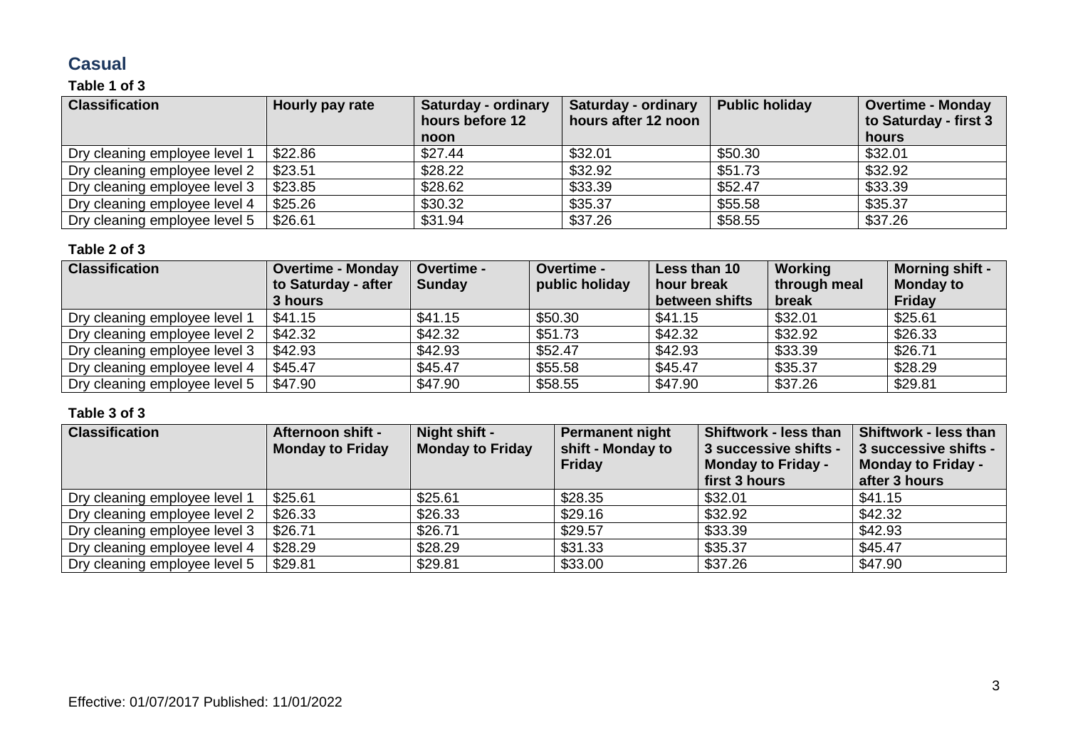## Casual

### Table 1 of 3

| Classification | Hourly pay rate | Saturday - ordinary hours before 12 noon | Saturday - ordinary hours after 12 noon | Public holiday | Overtime - Monday to Saturday - first 3 hours |
|---|---|---|---|---|---|
| Dry cleaning employee level 1 | $22.86 | $27.44 | $32.01 | $50.30 | $32.01 |
| Dry cleaning employee level 2 | $23.51 | $28.22 | $32.92 | $51.73 | $32.92 |
| Dry cleaning employee level 3 | $23.85 | $28.62 | $33.39 | $52.47 | $33.39 |
| Dry cleaning employee level 4 | $25.26 | $30.32 | $35.37 | $55.58 | $35.37 |
| Dry cleaning employee level 5 | $26.61 | $31.94 | $37.26 | $58.55 | $37.26 |

### Table 2 of 3

| Classification | Overtime - Monday to Saturday - after 3 hours | Overtime - Sunday | Overtime - public holiday | Less than 10 hour break between shifts | Working through meal break | Morning shift - Monday to Friday |
|---|---|---|---|---|---|---|
| Dry cleaning employee level 1 | $41.15 | $41.15 | $50.30 | $41.15 | $32.01 | $25.61 |
| Dry cleaning employee level 2 | $42.32 | $42.32 | $51.73 | $42.32 | $32.92 | $26.33 |
| Dry cleaning employee level 3 | $42.93 | $42.93 | $52.47 | $42.93 | $33.39 | $26.71 |
| Dry cleaning employee level 4 | $45.47 | $45.47 | $55.58 | $45.47 | $35.37 | $28.29 |
| Dry cleaning employee level 5 | $47.90 | $47.90 | $58.55 | $47.90 | $37.26 | $29.81 |

### Table 3 of 3

| Classification | Afternoon shift - Monday to Friday | Night shift - Monday to Friday | Permanent night shift - Monday to Friday | Shiftwork - less than 3 successive shifts - Monday to Friday - first 3 hours | Shiftwork - less than 3 successive shifts - Monday to Friday - after 3 hours |
|---|---|---|---|---|---|
| Dry cleaning employee level 1 | $25.61 | $25.61 | $28.35 | $32.01 | $41.15 |
| Dry cleaning employee level 2 | $26.33 | $26.33 | $29.16 | $32.92 | $42.32 |
| Dry cleaning employee level 3 | $26.71 | $26.71 | $29.57 | $33.39 | $42.93 |
| Dry cleaning employee level 4 | $28.29 | $28.29 | $31.33 | $35.37 | $45.47 |
| Dry cleaning employee level 5 | $29.81 | $29.81 | $33.00 | $37.26 | $47.90 |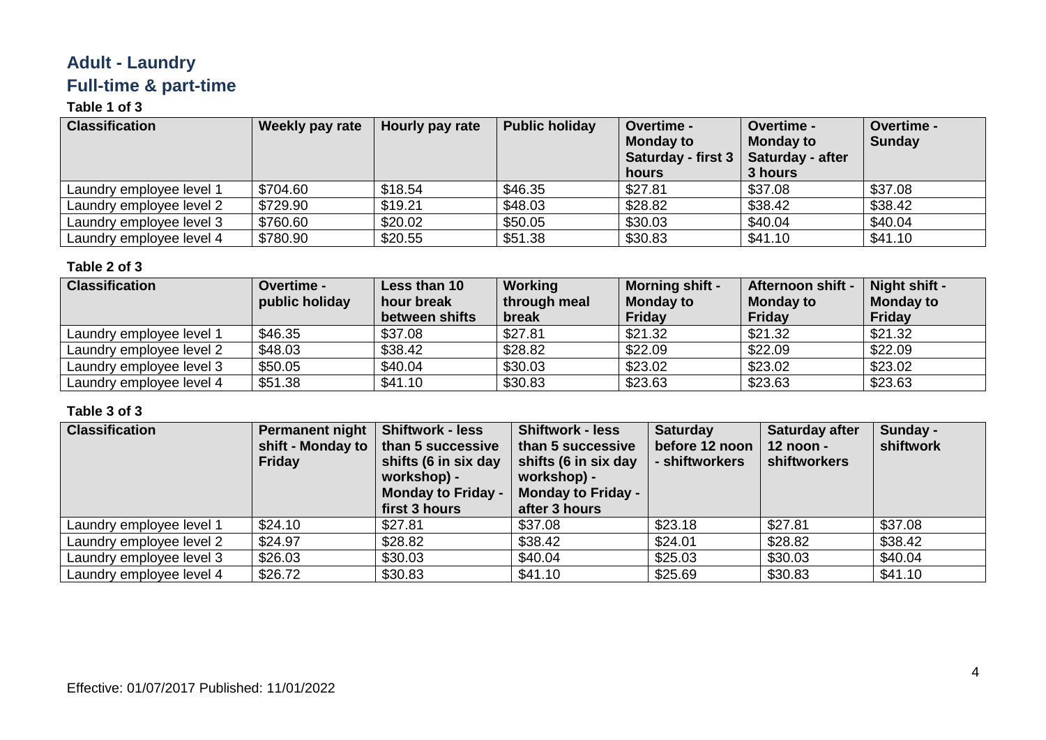## Adult - Laundry

## Full-time & part-time

**Table 1 of 3**

| Classification | Weekly pay rate | Hourly pay rate | Public holiday | Overtime - Monday to Saturday - first 3 hours | Overtime - Monday to Saturday - after 3 hours | Overtime - Sunday |
|---|---|---|---|---|---|---|
| Laundry employee level 1 | $704.60 | $18.54 | $46.35 | $27.81 | $37.08 | $37.08 |
| Laundry employee level 2 | $729.90 | $19.21 | $48.03 | $28.82 | $38.42 | $38.42 |
| Laundry employee level 3 | $760.60 | $20.02 | $50.05 | $30.03 | $40.04 | $40.04 |
| Laundry employee level 4 | $780.90 | $20.55 | $51.38 | $30.83 | $41.10 | $41.10 |

**Table 2 of 3**

| Classification | Overtime - public holiday | Less than 10 hour break between shifts | Working through meal break | Morning shift - Monday to Friday | Afternoon shift - Monday to Friday | Night shift - Monday to Friday |
|---|---|---|---|---|---|---|
| Laundry employee level 1 | $46.35 | $37.08 | $27.81 | $21.32 | $21.32 | $21.32 |
| Laundry employee level 2 | $48.03 | $38.42 | $28.82 | $22.09 | $22.09 | $22.09 |
| Laundry employee level 3 | $50.05 | $40.04 | $30.03 | $23.02 | $23.02 | $23.02 |
| Laundry employee level 4 | $51.38 | $41.10 | $30.83 | $23.63 | $23.63 | $23.63 |

**Table 3 of 3**

| Classification | Permanent night shift - Monday to Friday | Shiftwork - less than 5 successive shifts (6 in six day workshop) - Monday to Friday - first 3 hours | Shiftwork - less than 5 successive shifts (6 in six day workshop) - Monday to Friday - after 3 hours | Saturday before 12 noon - shiftworkers | Saturday after 12 noon - shiftworkers | Sunday - shiftwork |
|---|---|---|---|---|---|---|
| Laundry employee level 1 | $24.10 | $27.81 | $37.08 | $23.18 | $27.81 | $37.08 |
| Laundry employee level 2 | $24.97 | $28.82 | $38.42 | $24.01 | $28.82 | $38.42 |
| Laundry employee level 3 | $26.03 | $30.03 | $40.04 | $25.03 | $30.03 | $40.04 |
| Laundry employee level 4 | $26.72 | $30.83 | $41.10 | $25.69 | $30.83 | $41.10 |

Effective: 01/07/2017 Published: 11/01/2022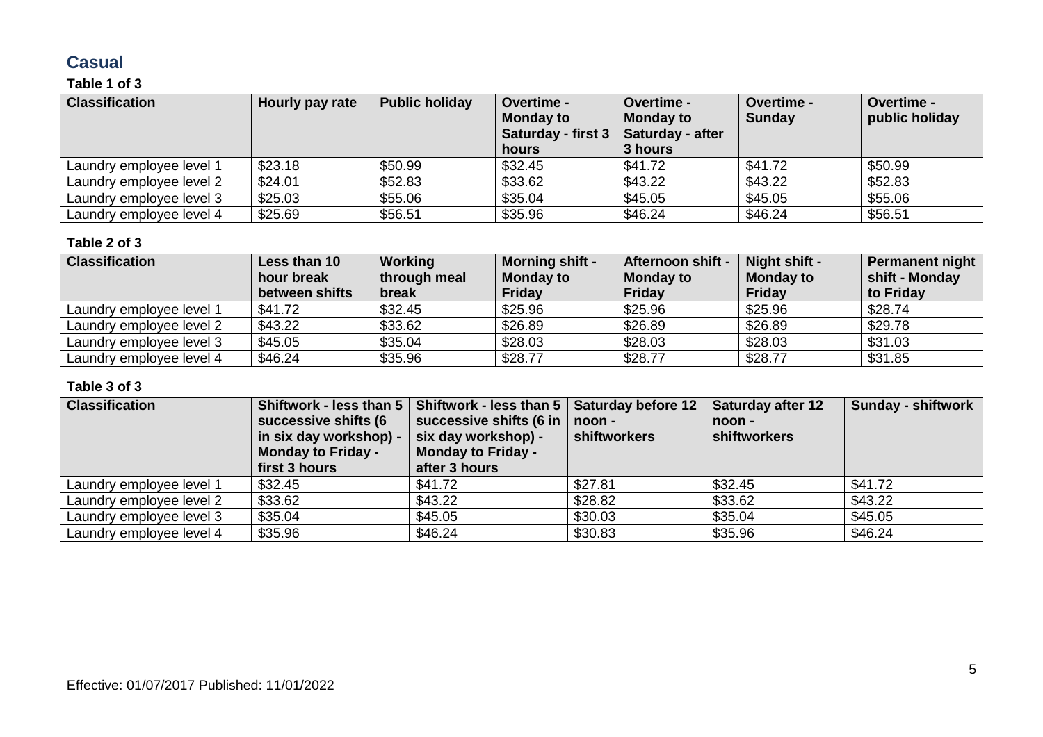## Casual

### Table 1 of 3

| Classification | Hourly pay rate | Public holiday | Overtime - Monday to Saturday - first 3 hours | Overtime - Monday to Saturday - after 3 hours | Overtime - Sunday | Overtime - public holiday |
|---|---|---|---|---|---|---|
| Laundry employee level 1 | $23.18 | $50.99 | $32.45 | $41.72 | $41.72 | $50.99 |
| Laundry employee level 2 | $24.01 | $52.83 | $33.62 | $43.22 | $43.22 | $52.83 |
| Laundry employee level 3 | $25.03 | $55.06 | $35.04 | $45.05 | $45.05 | $55.06 |
| Laundry employee level 4 | $25.69 | $56.51 | $35.96 | $46.24 | $46.24 | $56.51 |

### Table 2 of 3

| Classification | Less than 10 hour break between shifts | Working through meal break | Morning shift - Monday to Friday | Afternoon shift - Monday to Friday | Night shift - Monday to Friday | Permanent night shift - Monday to Friday |
|---|---|---|---|---|---|---|
| Laundry employee level 1 | $41.72 | $32.45 | $25.96 | $25.96 | $25.96 | $28.74 |
| Laundry employee level 2 | $43.22 | $33.62 | $26.89 | $26.89 | $26.89 | $29.78 |
| Laundry employee level 3 | $45.05 | $35.04 | $28.03 | $28.03 | $28.03 | $31.03 |
| Laundry employee level 4 | $46.24 | $35.96 | $28.77 | $28.77 | $28.77 | $31.85 |

### Table 3 of 3

| Classification | Shiftwork - less than 5 successive shifts (6 in six day workshop) - Monday to Friday - first 3 hours | Shiftwork - less than 5 successive shifts (6 in six day workshop) - Monday to Friday - after 3 hours | Saturday before 12 noon - shiftworkers | Saturday after 12 noon - shiftworkers | Sunday - shiftwork |
|---|---|---|---|---|---|
| Laundry employee level 1 | $32.45 | $41.72 | $27.81 | $32.45 | $41.72 |
| Laundry employee level 2 | $33.62 | $43.22 | $28.82 | $33.62 | $43.22 |
| Laundry employee level 3 | $35.04 | $45.05 | $30.03 | $35.04 | $45.05 |
| Laundry employee level 4 | $35.96 | $46.24 | $30.83 | $35.96 | $46.24 |

Effective: 01/07/2017 Published: 11/01/2022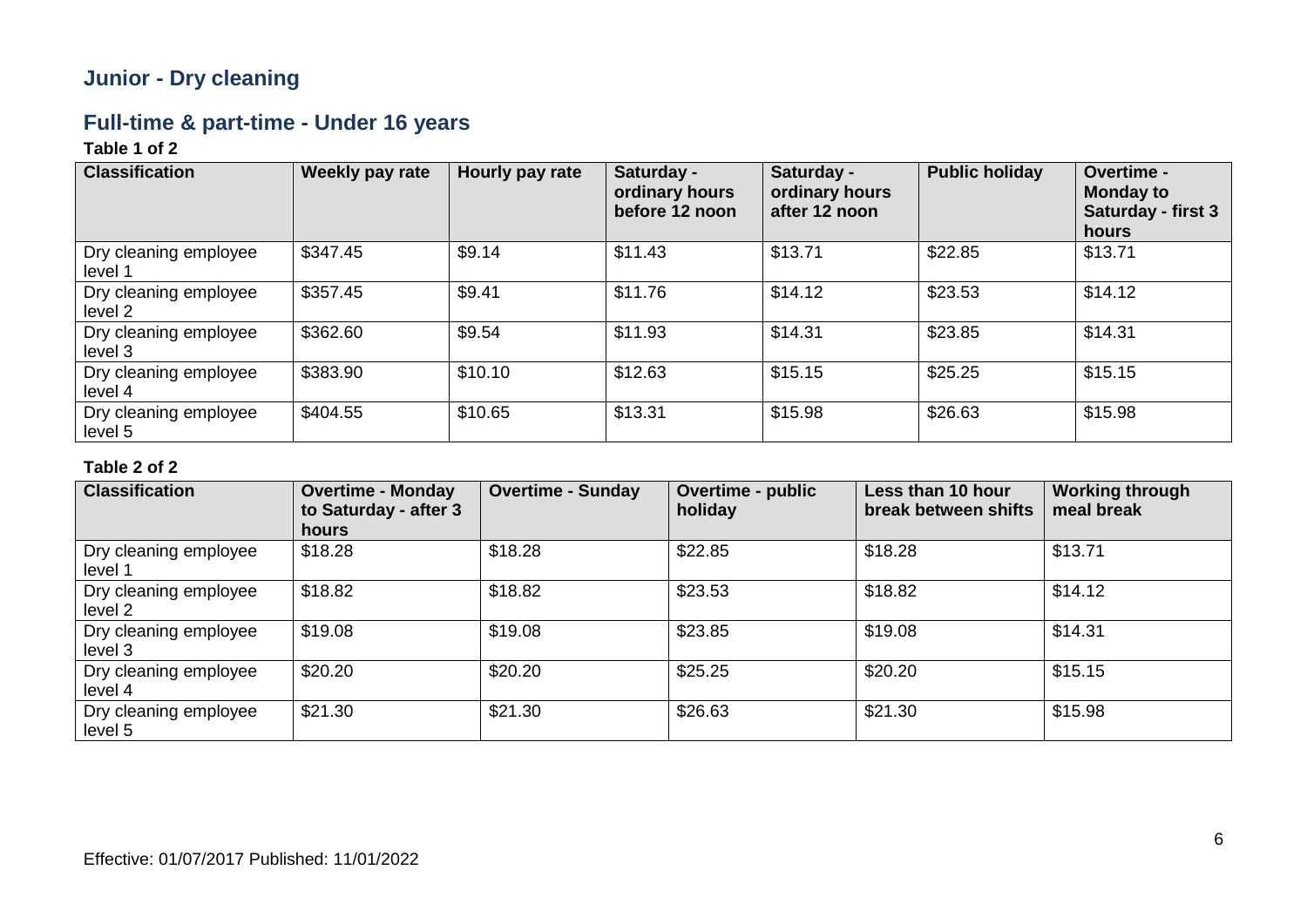## Junior - Dry cleaning

## Full-time & part-time - Under 16 years

**Table 1 of 2**

| Classification | Weekly pay rate | Hourly pay rate | Saturday - ordinary hours before 12 noon | Saturday - ordinary hours after 12 noon | Public holiday | Overtime - Monday to Saturday - first 3 hours |
|---|---|---|---|---|---|---|
| Dry cleaning employee level 1 | $347.45 | $9.14 | $11.43 | $13.71 | $22.85 | $13.71 |
| Dry cleaning employee level 2 | $357.45 | $9.41 | $11.76 | $14.12 | $23.53 | $14.12 |
| Dry cleaning employee level 3 | $362.60 | $9.54 | $11.93 | $14.31 | $23.85 | $14.31 |
| Dry cleaning employee level 4 | $383.90 | $10.10 | $12.63 | $15.15 | $25.25 | $15.15 |
| Dry cleaning employee level 5 | $404.55 | $10.65 | $13.31 | $15.98 | $26.63 | $15.98 |

**Table 2 of 2**

| Classification | Overtime - Monday to Saturday - after 3 hours | Overtime - Sunday | Overtime - public holiday | Less than 10 hour break between shifts | Working through meal break |
|---|---|---|---|---|---|
| Dry cleaning employee level 1 | $18.28 | $18.28 | $22.85 | $18.28 | $13.71 |
| Dry cleaning employee level 2 | $18.82 | $18.82 | $23.53 | $18.82 | $14.12 |
| Dry cleaning employee level 3 | $19.08 | $19.08 | $23.85 | $19.08 | $14.31 |
| Dry cleaning employee level 4 | $20.20 | $20.20 | $25.25 | $20.20 | $15.15 |
| Dry cleaning employee level 5 | $21.30 | $21.30 | $26.63 | $21.30 | $15.98 |

Effective: 01/07/2017 Published: 11/01/2022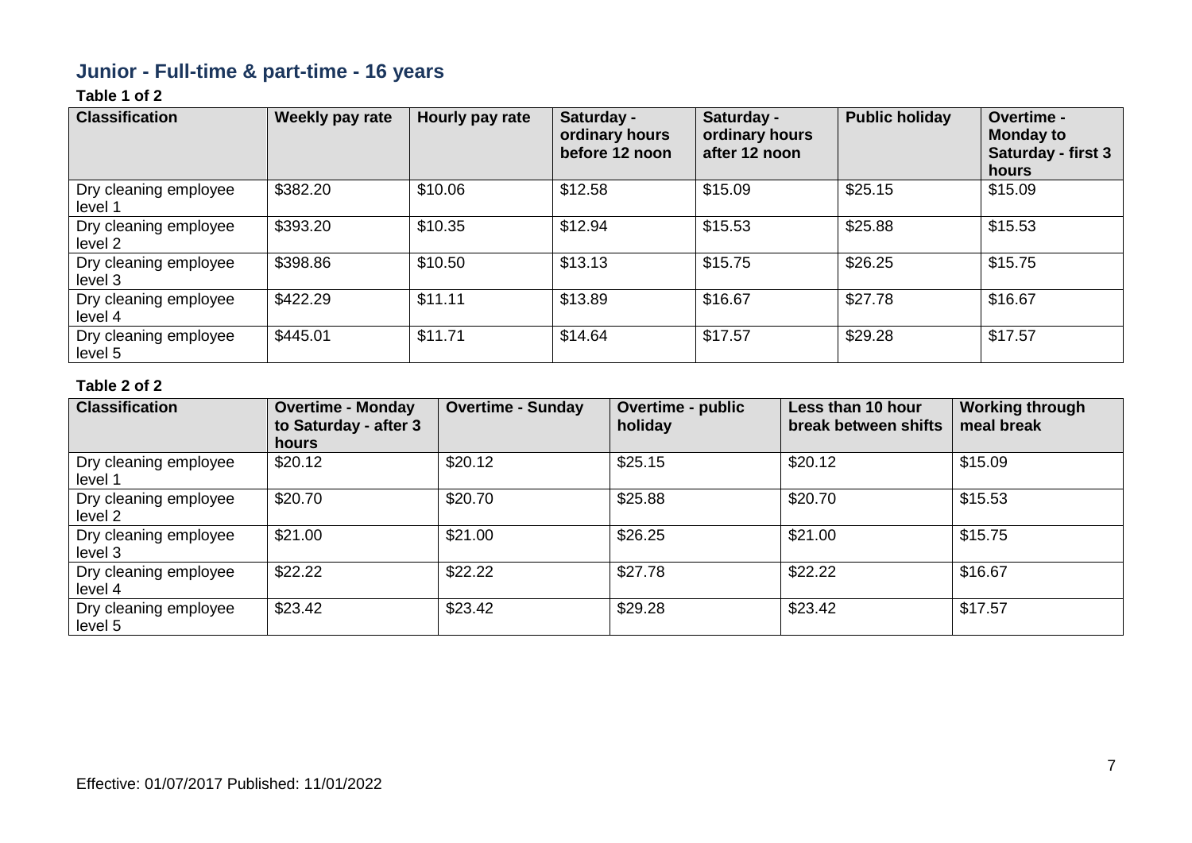## Junior - Full-time & part-time - 16 years

**Table 1 of 2**

| Classification | Weekly pay rate | Hourly pay rate | Saturday - ordinary hours before 12 noon | Saturday - ordinary hours after 12 noon | Public holiday | Overtime - Monday to Saturday - first 3 hours |
|---|---|---|---|---|---|---|
| Dry cleaning employee level 1 | $382.20 | $10.06 | $12.58 | $15.09 | $25.15 | $15.09 |
| Dry cleaning employee level 2 | $393.20 | $10.35 | $12.94 | $15.53 | $25.88 | $15.53 |
| Dry cleaning employee level 3 | $398.86 | $10.50 | $13.13 | $15.75 | $26.25 | $15.75 |
| Dry cleaning employee level 4 | $422.29 | $11.11 | $13.89 | $16.67 | $27.78 | $16.67 |
| Dry cleaning employee level 5 | $445.01 | $11.71 | $14.64 | $17.57 | $29.28 | $17.57 |

**Table 2 of 2**

| Classification | Overtime - Monday to Saturday - after 3 hours | Overtime - Sunday | Overtime - public holiday | Less than 10 hour break between shifts | Working through meal break |
|---|---|---|---|---|---|
| Dry cleaning employee level 1 | $20.12 | $20.12 | $25.15 | $20.12 | $15.09 |
| Dry cleaning employee level 2 | $20.70 | $20.70 | $25.88 | $20.70 | $15.53 |
| Dry cleaning employee level 3 | $21.00 | $21.00 | $26.25 | $21.00 | $15.75 |
| Dry cleaning employee level 4 | $22.22 | $22.22 | $27.78 | $22.22 | $16.67 |
| Dry cleaning employee level 5 | $23.42 | $23.42 | $29.28 | $23.42 | $17.57 |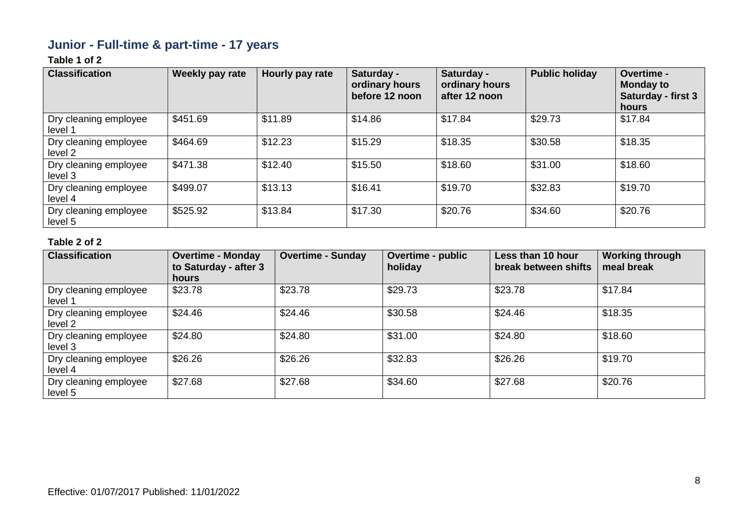## Junior - Full-time & part-time - 17 years

**Table 1 of 2**

| Classification | Weekly pay rate | Hourly pay rate | Saturday - ordinary hours before 12 noon | Saturday - ordinary hours after 12 noon | Public holiday | Overtime - Monday to Saturday - first 3 hours |
|---|---|---|---|---|---|---|
| Dry cleaning employee level 1 | $451.69 | $11.89 | $14.86 | $17.84 | $29.73 | $17.84 |
| Dry cleaning employee level 2 | $464.69 | $12.23 | $15.29 | $18.35 | $30.58 | $18.35 |
| Dry cleaning employee level 3 | $471.38 | $12.40 | $15.50 | $18.60 | $31.00 | $18.60 |
| Dry cleaning employee level 4 | $499.07 | $13.13 | $16.41 | $19.70 | $32.83 | $19.70 |
| Dry cleaning employee level 5 | $525.92 | $13.84 | $17.30 | $20.76 | $34.60 | $20.76 |

**Table 2 of 2**

| Classification | Overtime - Monday to Saturday - after 3 hours | Overtime - Sunday | Overtime - public holiday | Less than 10 hour break between shifts | Working through meal break |
|---|---|---|---|---|---|
| Dry cleaning employee level 1 | $23.78 | $23.78 | $29.73 | $23.78 | $17.84 |
| Dry cleaning employee level 2 | $24.46 | $24.46 | $30.58 | $24.46 | $18.35 |
| Dry cleaning employee level 3 | $24.80 | $24.80 | $31.00 | $24.80 | $18.60 |
| Dry cleaning employee level 4 | $26.26 | $26.26 | $32.83 | $26.26 | $19.70 |
| Dry cleaning employee level 5 | $27.68 | $27.68 | $34.60 | $27.68 | $20.76 |

Effective: 01/07/2017 Published: 11/01/2022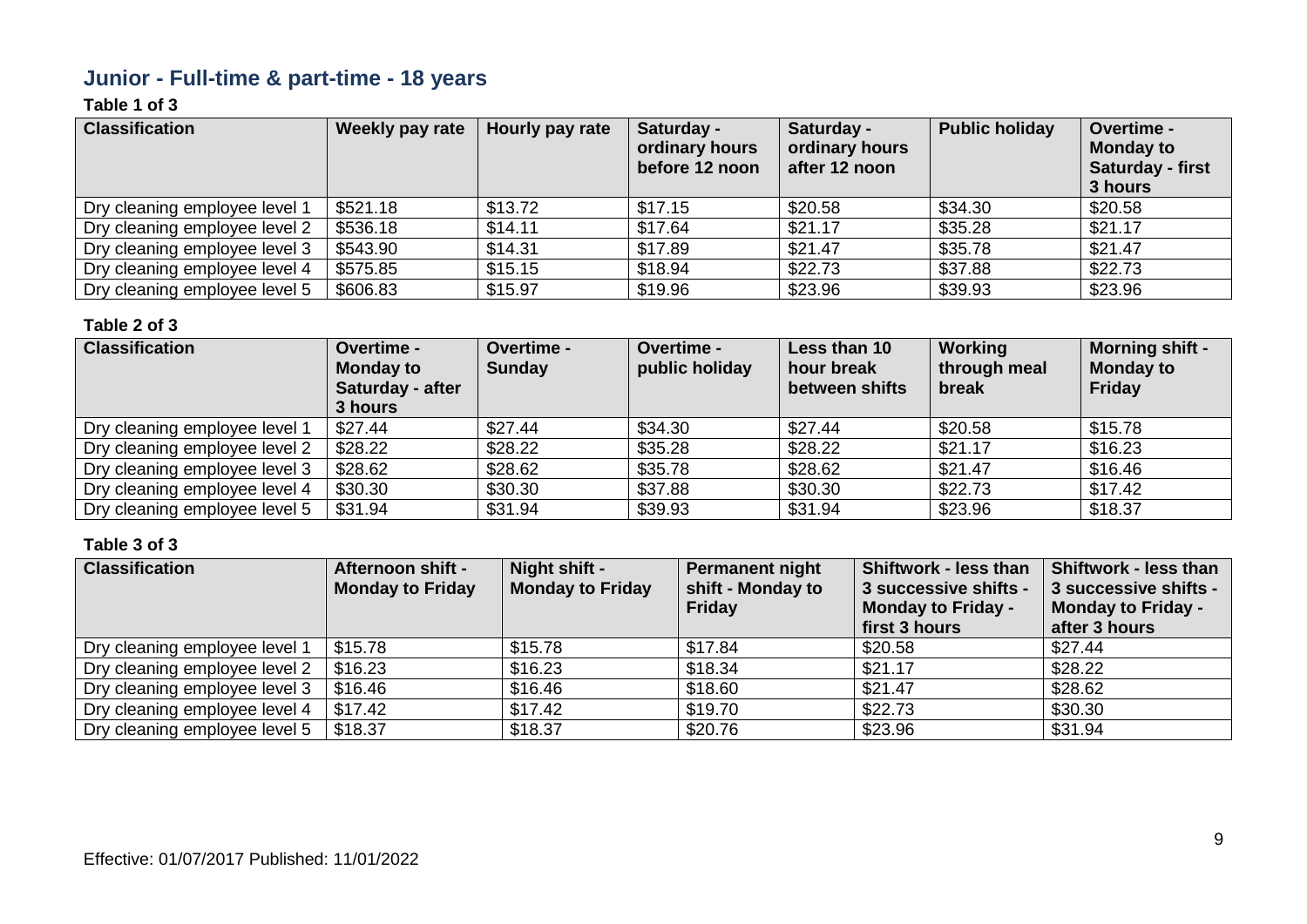## Junior - Full-time & part-time - 18 years

**Table 1 of 3**

| Classification | Weekly pay rate | Hourly pay rate | Saturday - ordinary hours before 12 noon | Saturday - ordinary hours after 12 noon | Public holiday | Overtime - Monday to Saturday - first 3 hours |
|---|---|---|---|---|---|---|
| Dry cleaning employee level 1 | $521.18 | $13.72 | $17.15 | $20.58 | $34.30 | $20.58 |
| Dry cleaning employee level 2 | $536.18 | $14.11 | $17.64 | $21.17 | $35.28 | $21.17 |
| Dry cleaning employee level 3 | $543.90 | $14.31 | $17.89 | $21.47 | $35.78 | $21.47 |
| Dry cleaning employee level 4 | $575.85 | $15.15 | $18.94 | $22.73 | $37.88 | $22.73 |
| Dry cleaning employee level 5 | $606.83 | $15.97 | $19.96 | $23.96 | $39.93 | $23.96 |

**Table 2 of 3**

| Classification | Overtime - Monday to Saturday - after 3 hours | Overtime - Sunday | Overtime - public holiday | Less than 10 hour break between shifts | Working through meal break | Morning shift - Monday to Friday |
|---|---|---|---|---|---|---|
| Dry cleaning employee level 1 | $27.44 | $27.44 | $34.30 | $27.44 | $20.58 | $15.78 |
| Dry cleaning employee level 2 | $28.22 | $28.22 | $35.28 | $28.22 | $21.17 | $16.23 |
| Dry cleaning employee level 3 | $28.62 | $28.62 | $35.78 | $28.62 | $21.47 | $16.46 |
| Dry cleaning employee level 4 | $30.30 | $30.30 | $37.88 | $30.30 | $22.73 | $17.42 |
| Dry cleaning employee level 5 | $31.94 | $31.94 | $39.93 | $31.94 | $23.96 | $18.37 |

**Table 3 of 3**

| Classification | Afternoon shift - Monday to Friday | Night shift - Monday to Friday | Permanent night shift - Monday to Friday | Shiftwork - less than 3 successive shifts - Monday to Friday - first 3 hours | Shiftwork - less than 3 successive shifts - Monday to Friday - after 3 hours |
|---|---|---|---|---|---|
| Dry cleaning employee level 1 | $15.78 | $15.78 | $17.84 | $20.58 | $27.44 |
| Dry cleaning employee level 2 | $16.23 | $16.23 | $18.34 | $21.17 | $28.22 |
| Dry cleaning employee level 3 | $16.46 | $16.46 | $18.60 | $21.47 | $28.62 |
| Dry cleaning employee level 4 | $17.42 | $17.42 | $19.70 | $22.73 | $30.30 |
| Dry cleaning employee level 5 | $18.37 | $18.37 | $20.76 | $23.96 | $31.94 |

Effective: 01/07/2017 Published: 11/01/2022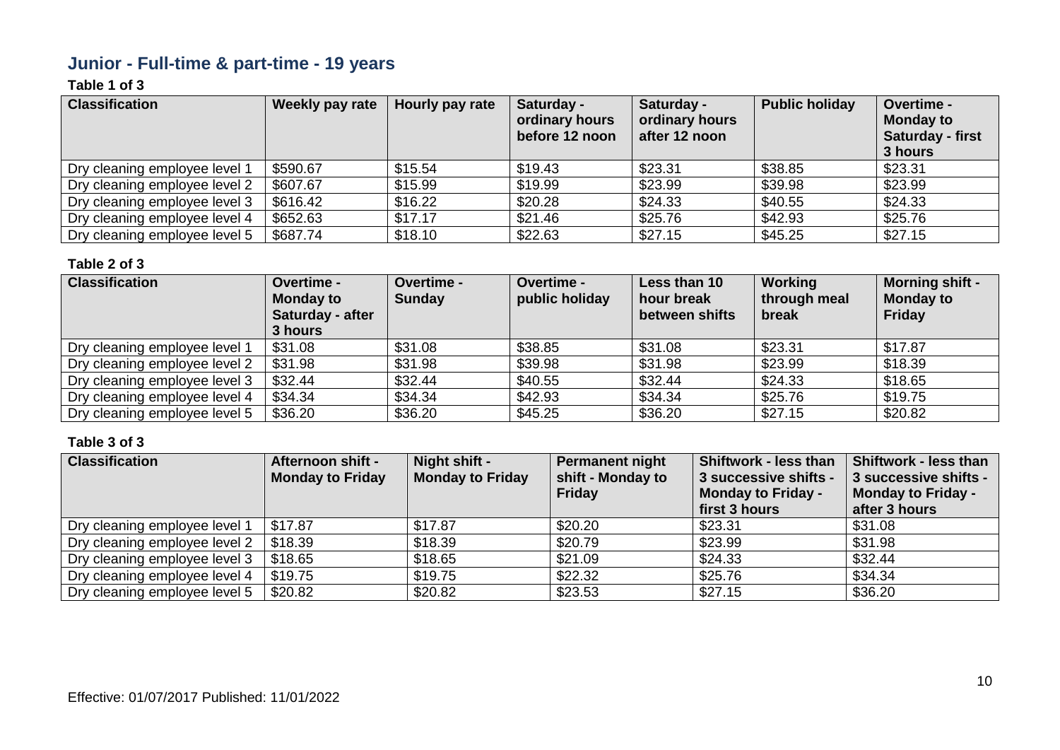## Junior - Full-time & part-time - 19 years

**Table 1 of 3**

| Classification | Weekly pay rate | Hourly pay rate | Saturday - ordinary hours before 12 noon | Saturday - ordinary hours after 12 noon | Public holiday | Overtime - Monday to Saturday - first 3 hours |
|---|---|---|---|---|---|---|
| Dry cleaning employee level 1 | $590.67 | $15.54 | $19.43 | $23.31 | $38.85 | $23.31 |
| Dry cleaning employee level 2 | $607.67 | $15.99 | $19.99 | $23.99 | $39.98 | $23.99 |
| Dry cleaning employee level 3 | $616.42 | $16.22 | $20.28 | $24.33 | $40.55 | $24.33 |
| Dry cleaning employee level 4 | $652.63 | $17.17 | $21.46 | $25.76 | $42.93 | $25.76 |
| Dry cleaning employee level 5 | $687.74 | $18.10 | $22.63 | $27.15 | $45.25 | $27.15 |

**Table 2 of 3**

| Classification | Overtime - Monday to Saturday - after 3 hours | Overtime - Sunday | Overtime - public holiday | Less than 10 hour break between shifts | Working through meal break | Morning shift - Monday to Friday |
|---|---|---|---|---|---|---|
| Dry cleaning employee level 1 | $31.08 | $31.08 | $38.85 | $31.08 | $23.31 | $17.87 |
| Dry cleaning employee level 2 | $31.98 | $31.98 | $39.98 | $31.98 | $23.99 | $18.39 |
| Dry cleaning employee level 3 | $32.44 | $32.44 | $40.55 | $32.44 | $24.33 | $18.65 |
| Dry cleaning employee level 4 | $34.34 | $34.34 | $42.93 | $34.34 | $25.76 | $19.75 |
| Dry cleaning employee level 5 | $36.20 | $36.20 | $45.25 | $36.20 | $27.15 | $20.82 |

**Table 3 of 3**

| Classification | Afternoon shift - Monday to Friday | Night shift - Monday to Friday | Permanent night shift - Monday to Friday | Shiftwork - less than 3 successive shifts - Monday to Friday - first 3 hours | Shiftwork - less than 3 successive shifts - Monday to Friday - after 3 hours |
|---|---|---|---|---|---|
| Dry cleaning employee level 1 | $17.87 | $17.87 | $20.20 | $23.31 | $31.08 |
| Dry cleaning employee level 2 | $18.39 | $18.39 | $20.79 | $23.99 | $31.98 |
| Dry cleaning employee level 3 | $18.65 | $18.65 | $21.09 | $24.33 | $32.44 |
| Dry cleaning employee level 4 | $19.75 | $19.75 | $22.32 | $25.76 | $34.34 |
| Dry cleaning employee level 5 | $20.82 | $20.82 | $23.53 | $27.15 | $36.20 |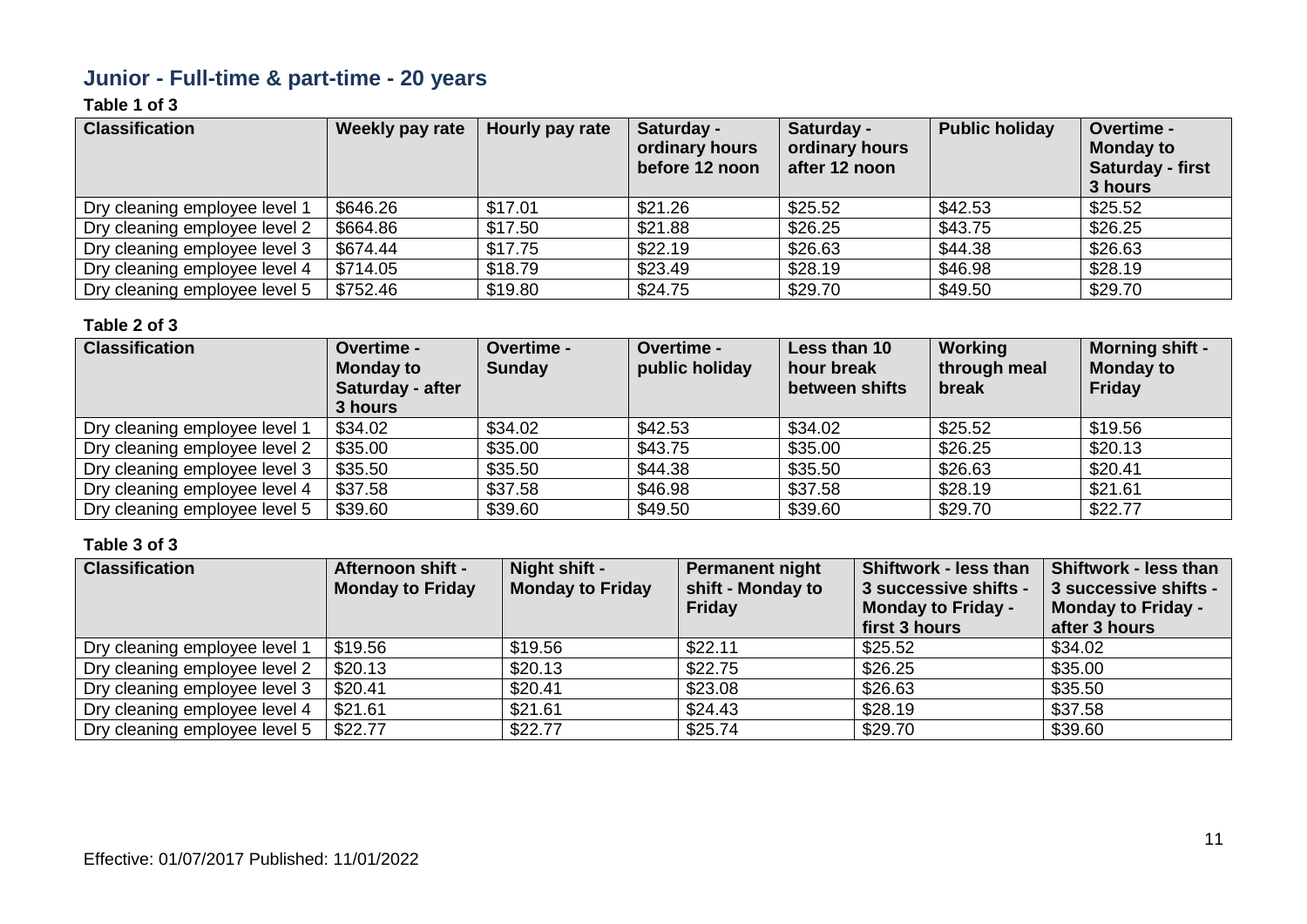## Junior - Full-time & part-time - 20 years

**Table 1 of 3**

| Classification | Weekly pay rate | Hourly pay rate | Saturday - ordinary hours before 12 noon | Saturday - ordinary hours after 12 noon | Public holiday | Overtime - Monday to Saturday - first 3 hours |
|---|---|---|---|---|---|---|
| Dry cleaning employee level 1 | $646.26 | $17.01 | $21.26 | $25.52 | $42.53 | $25.52 |
| Dry cleaning employee level 2 | $664.86 | $17.50 | $21.88 | $26.25 | $43.75 | $26.25 |
| Dry cleaning employee level 3 | $674.44 | $17.75 | $22.19 | $26.63 | $44.38 | $26.63 |
| Dry cleaning employee level 4 | $714.05 | $18.79 | $23.49 | $28.19 | $46.98 | $28.19 |
| Dry cleaning employee level 5 | $752.46 | $19.80 | $24.75 | $29.70 | $49.50 | $29.70 |

**Table 2 of 3**

| Classification | Overtime - Monday to Saturday - after 3 hours | Overtime - Sunday | Overtime - public holiday | Less than 10 hour break between shifts | Working through meal break | Morning shift - Monday to Friday |
|---|---|---|---|---|---|---|
| Dry cleaning employee level 1 | $34.02 | $34.02 | $42.53 | $34.02 | $25.52 | $19.56 |
| Dry cleaning employee level 2 | $35.00 | $35.00 | $43.75 | $35.00 | $26.25 | $20.13 |
| Dry cleaning employee level 3 | $35.50 | $35.50 | $44.38 | $35.50 | $26.63 | $20.41 |
| Dry cleaning employee level 4 | $37.58 | $37.58 | $46.98 | $37.58 | $28.19 | $21.61 |
| Dry cleaning employee level 5 | $39.60 | $39.60 | $49.50 | $39.60 | $29.70 | $22.77 |

**Table 3 of 3**

| Classification | Afternoon shift - Monday to Friday | Night shift - Monday to Friday | Permanent night shift - Monday to Friday | Shiftwork - less than 3 successive shifts - Monday to Friday - first 3 hours | Shiftwork - less than 3 successive shifts - Monday to Friday - after 3 hours |
|---|---|---|---|---|---|
| Dry cleaning employee level 1 | $19.56 | $19.56 | $22.11 | $25.52 | $34.02 |
| Dry cleaning employee level 2 | $20.13 | $20.13 | $22.75 | $26.25 | $35.00 |
| Dry cleaning employee level 3 | $20.41 | $20.41 | $23.08 | $26.63 | $35.50 |
| Dry cleaning employee level 4 | $21.61 | $21.61 | $24.43 | $28.19 | $37.58 |
| Dry cleaning employee level 5 | $22.77 | $22.77 | $25.74 | $29.70 | $39.60 |

Effective: 01/07/2017 Published: 11/01/2022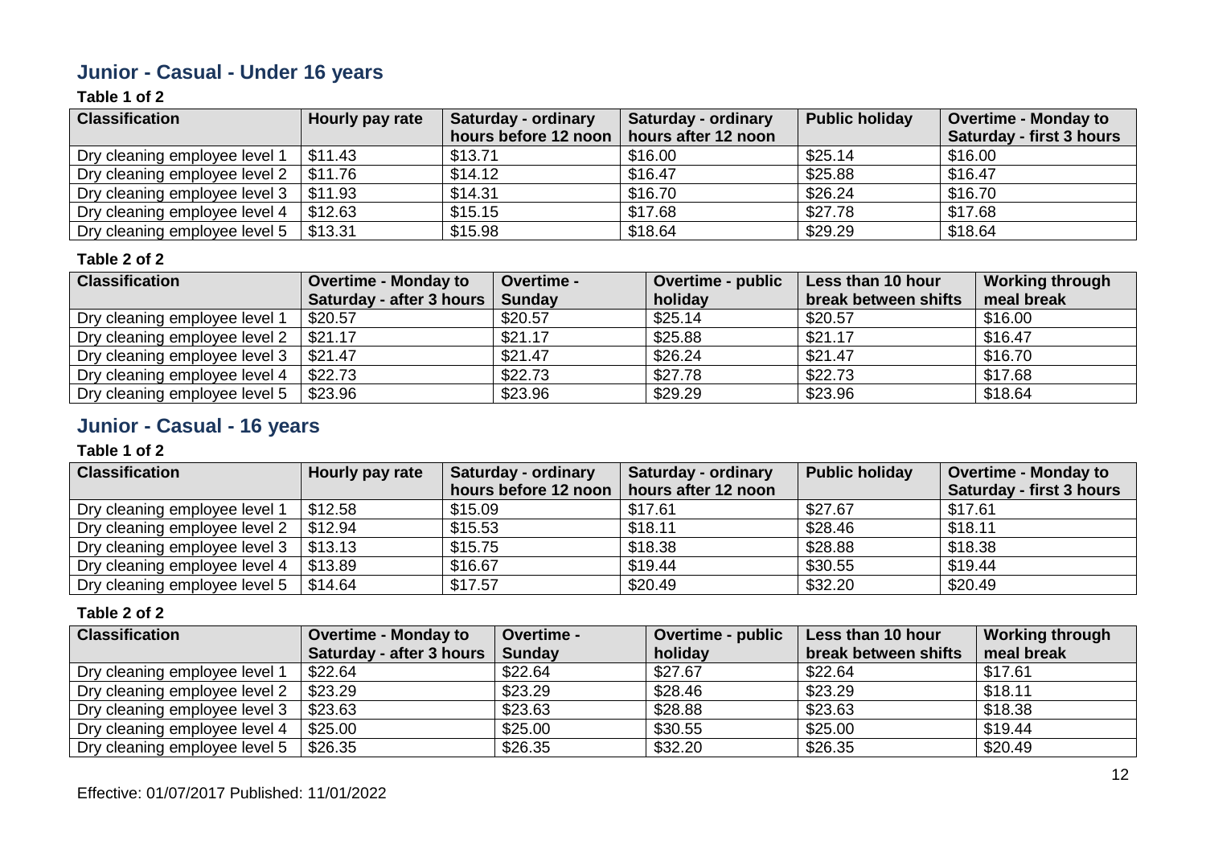## Junior - Casual - Under 16 years

**Table 1 of 2**

| Classification | Hourly pay rate | Saturday - ordinary hours before 12 noon | Saturday - ordinary hours after 12 noon | Public holiday | Overtime - Monday to Saturday - first 3 hours |
|---|---|---|---|---|---|
| Dry cleaning employee level 1 | $11.43 | $13.71 | $16.00 | $25.14 | $16.00 |
| Dry cleaning employee level 2 | $11.76 | $14.12 | $16.47 | $25.88 | $16.47 |
| Dry cleaning employee level 3 | $11.93 | $14.31 | $16.70 | $26.24 | $16.70 |
| Dry cleaning employee level 4 | $12.63 | $15.15 | $17.68 | $27.78 | $17.68 |
| Dry cleaning employee level 5 | $13.31 | $15.98 | $18.64 | $29.29 | $18.64 |

**Table 2 of 2**

| Classification | Overtime - Monday to Saturday - after 3 hours | Overtime - Sunday | Overtime - public holiday | Less than 10 hour break between shifts | Working through meal break |
|---|---|---|---|---|---|
| Dry cleaning employee level 1 | $20.57 | $20.57 | $25.14 | $20.57 | $16.00 |
| Dry cleaning employee level 2 | $21.17 | $21.17 | $25.88 | $21.17 | $16.47 |
| Dry cleaning employee level 3 | $21.47 | $21.47 | $26.24 | $21.47 | $16.70 |
| Dry cleaning employee level 4 | $22.73 | $22.73 | $27.78 | $22.73 | $17.68 |
| Dry cleaning employee level 5 | $23.96 | $23.96 | $29.29 | $23.96 | $18.64 |

## Junior - Casual - 16 years

**Table 1 of 2**

| Classification | Hourly pay rate | Saturday - ordinary hours before 12 noon | Saturday - ordinary hours after 12 noon | Public holiday | Overtime - Monday to Saturday - first 3 hours |
|---|---|---|---|---|---|
| Dry cleaning employee level 1 | $12.58 | $15.09 | $17.61 | $27.67 | $17.61 |
| Dry cleaning employee level 2 | $12.94 | $15.53 | $18.11 | $28.46 | $18.11 |
| Dry cleaning employee level 3 | $13.13 | $15.75 | $18.38 | $28.88 | $18.38 |
| Dry cleaning employee level 4 | $13.89 | $16.67 | $19.44 | $30.55 | $19.44 |
| Dry cleaning employee level 5 | $14.64 | $17.57 | $20.49 | $32.20 | $20.49 |

**Table 2 of 2**

| Classification | Overtime - Monday to Saturday - after 3 hours | Overtime - Sunday | Overtime - public holiday | Less than 10 hour break between shifts | Working through meal break |
|---|---|---|---|---|---|
| Dry cleaning employee level 1 | $22.64 | $22.64 | $27.67 | $22.64 | $17.61 |
| Dry cleaning employee level 2 | $23.29 | $23.29 | $28.46 | $23.29 | $18.11 |
| Dry cleaning employee level 3 | $23.63 | $23.63 | $28.88 | $23.63 | $18.38 |
| Dry cleaning employee level 4 | $25.00 | $25.00 | $30.55 | $25.00 | $19.44 |
| Dry cleaning employee level 5 | $26.35 | $26.35 | $32.20 | $26.35 | $20.49 |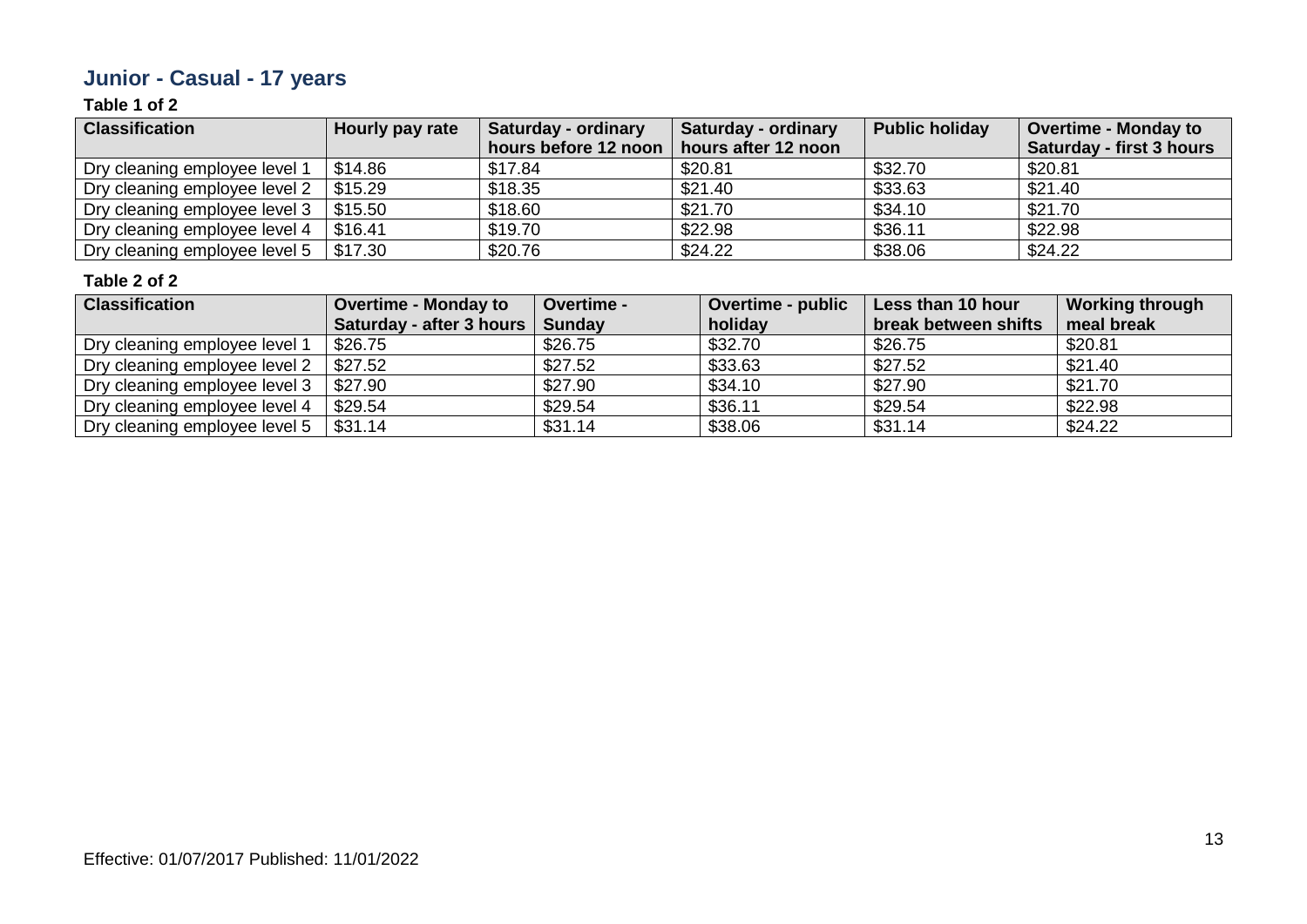## Junior - Casual - 17 years

**Table 1 of 2**

| Classification | Hourly pay rate | Saturday - ordinary hours before 12 noon | Saturday - ordinary hours after 12 noon | Public holiday | Overtime - Monday to Saturday - first 3 hours |
|---|---|---|---|---|---|
| Dry cleaning employee level 1 | $14.86 | $17.84 | $20.81 | $32.70 | $20.81 |
| Dry cleaning employee level 2 | $15.29 | $18.35 | $21.40 | $33.63 | $21.40 |
| Dry cleaning employee level 3 | $15.50 | $18.60 | $21.70 | $34.10 | $21.70 |
| Dry cleaning employee level 4 | $16.41 | $19.70 | $22.98 | $36.11 | $22.98 |
| Dry cleaning employee level 5 | $17.30 | $20.76 | $24.22 | $38.06 | $24.22 |

**Table 2 of 2**

| Classification | Overtime - Monday to Saturday - after 3 hours | Overtime - Sunday | Overtime - public holiday | Less than 10 hour break between shifts | Working through meal break |
|---|---|---|---|---|---|
| Dry cleaning employee level 1 | $26.75 | $26.75 | $32.70 | $26.75 | $20.81 |
| Dry cleaning employee level 2 | $27.52 | $27.52 | $33.63 | $27.52 | $21.40 |
| Dry cleaning employee level 3 | $27.90 | $27.90 | $34.10 | $27.90 | $21.70 |
| Dry cleaning employee level 4 | $29.54 | $29.54 | $36.11 | $29.54 | $22.98 |
| Dry cleaning employee level 5 | $31.14 | $31.14 | $38.06 | $31.14 | $24.22 |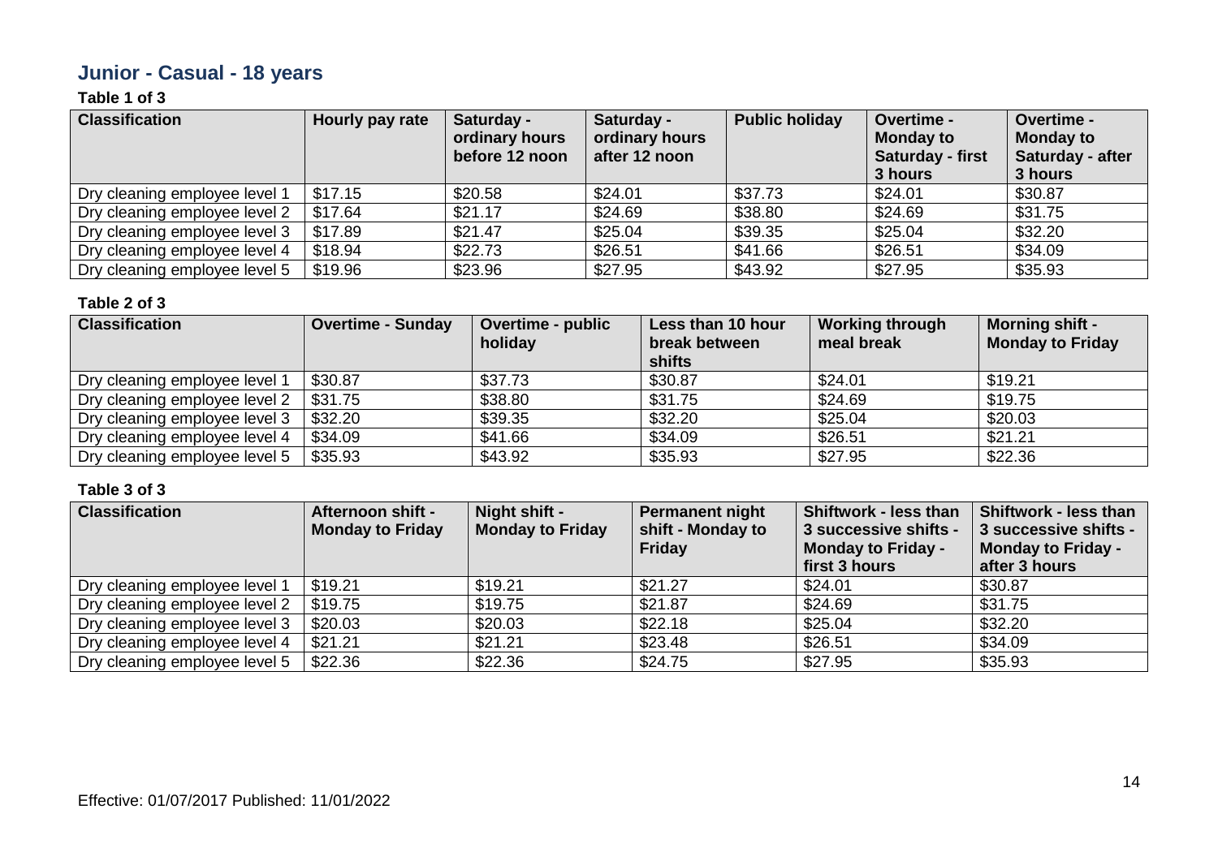## Junior - Casual - 18 years

**Table 1 of 3**

| Classification | Hourly pay rate | Saturday - ordinary hours before 12 noon | Saturday - ordinary hours after 12 noon | Public holiday | Overtime - Monday to Saturday - first 3 hours | Overtime - Monday to Saturday - after 3 hours |
|---|---|---|---|---|---|---|
| Dry cleaning employee level 1 | $17.15 | $20.58 | $24.01 | $37.73 | $24.01 | $30.87 |
| Dry cleaning employee level 2 | $17.64 | $21.17 | $24.69 | $38.80 | $24.69 | $31.75 |
| Dry cleaning employee level 3 | $17.89 | $21.47 | $25.04 | $39.35 | $25.04 | $32.20 |
| Dry cleaning employee level 4 | $18.94 | $22.73 | $26.51 | $41.66 | $26.51 | $34.09 |
| Dry cleaning employee level 5 | $19.96 | $23.96 | $27.95 | $43.92 | $27.95 | $35.93 |

**Table 2 of 3**

| Classification | Overtime - Sunday | Overtime - public holiday | Less than 10 hour break between shifts | Working through meal break | Morning shift - Monday to Friday |
|---|---|---|---|---|---|
| Dry cleaning employee level 1 | $30.87 | $37.73 | $30.87 | $24.01 | $19.21 |
| Dry cleaning employee level 2 | $31.75 | $38.80 | $31.75 | $24.69 | $19.75 |
| Dry cleaning employee level 3 | $32.20 | $39.35 | $32.20 | $25.04 | $20.03 |
| Dry cleaning employee level 4 | $34.09 | $41.66 | $34.09 | $26.51 | $21.21 |
| Dry cleaning employee level 5 | $35.93 | $43.92 | $35.93 | $27.95 | $22.36 |

**Table 3 of 3**

| Classification | Afternoon shift - Monday to Friday | Night shift - Monday to Friday | Permanent night shift - Monday to Friday | Shiftwork - less than 3 successive shifts - Monday to Friday - first 3 hours | Shiftwork - less than 3 successive shifts - Monday to Friday - after 3 hours |
|---|---|---|---|---|---|
| Dry cleaning employee level 1 | $19.21 | $19.21 | $21.27 | $24.01 | $30.87 |
| Dry cleaning employee level 2 | $19.75 | $19.75 | $21.87 | $24.69 | $31.75 |
| Dry cleaning employee level 3 | $20.03 | $20.03 | $22.18 | $25.04 | $32.20 |
| Dry cleaning employee level 4 | $21.21 | $21.21 | $23.48 | $26.51 | $34.09 |
| Dry cleaning employee level 5 | $22.36 | $22.36 | $24.75 | $27.95 | $35.93 |

Effective: 01/07/2017 Published: 11/01/2022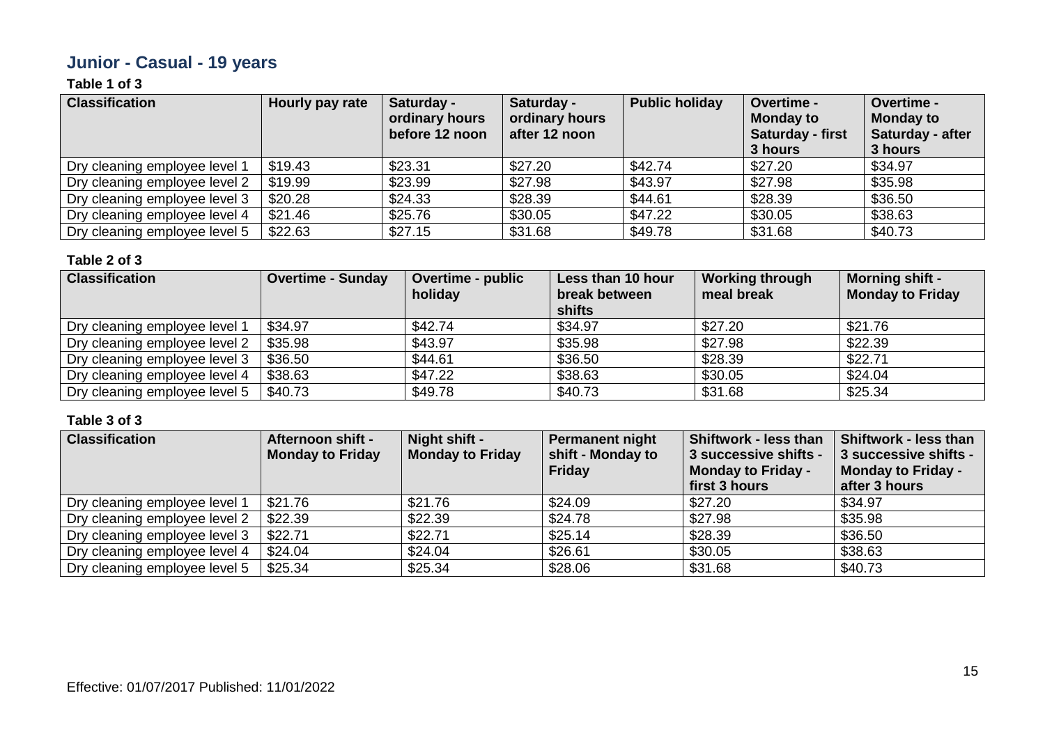## Junior - Casual - 19 years

**Table 1 of 3**

| Classification | Hourly pay rate | Saturday - ordinary hours before 12 noon | Saturday - ordinary hours after 12 noon | Public holiday | Overtime - Monday to Saturday - first 3 hours | Overtime - Monday to Saturday - after 3 hours |
|---|---|---|---|---|---|---|
| Dry cleaning employee level 1 | $19.43 | $23.31 | $27.20 | $42.74 | $27.20 | $34.97 |
| Dry cleaning employee level 2 | $19.99 | $23.99 | $27.98 | $43.97 | $27.98 | $35.98 |
| Dry cleaning employee level 3 | $20.28 | $24.33 | $28.39 | $44.61 | $28.39 | $36.50 |
| Dry cleaning employee level 4 | $21.46 | $25.76 | $30.05 | $47.22 | $30.05 | $38.63 |
| Dry cleaning employee level 5 | $22.63 | $27.15 | $31.68 | $49.78 | $31.68 | $40.73 |

**Table 2 of 3**

| Classification | Overtime - Sunday | Overtime - public holiday | Less than 10 hour break between shifts | Working through meal break | Morning shift - Monday to Friday |
|---|---|---|---|---|---|
| Dry cleaning employee level 1 | $34.97 | $42.74 | $34.97 | $27.20 | $21.76 |
| Dry cleaning employee level 2 | $35.98 | $43.97 | $35.98 | $27.98 | $22.39 |
| Dry cleaning employee level 3 | $36.50 | $44.61 | $36.50 | $28.39 | $22.71 |
| Dry cleaning employee level 4 | $38.63 | $47.22 | $38.63 | $30.05 | $24.04 |
| Dry cleaning employee level 5 | $40.73 | $49.78 | $40.73 | $31.68 | $25.34 |

**Table 3 of 3**

| Classification | Afternoon shift - Monday to Friday | Night shift - Monday to Friday | Permanent night shift - Monday to Friday | Shiftwork - less than 3 successive shifts - Monday to Friday - first 3 hours | Shiftwork - less than 3 successive shifts - Monday to Friday - after 3 hours |
|---|---|---|---|---|---|
| Dry cleaning employee level 1 | $21.76 | $21.76 | $24.09 | $27.20 | $34.97 |
| Dry cleaning employee level 2 | $22.39 | $22.39 | $24.78 | $27.98 | $35.98 |
| Dry cleaning employee level 3 | $22.71 | $22.71 | $25.14 | $28.39 | $36.50 |
| Dry cleaning employee level 4 | $24.04 | $24.04 | $26.61 | $30.05 | $38.63 |
| Dry cleaning employee level 5 | $25.34 | $25.34 | $28.06 | $31.68 | $40.73 |

Effective: 01/07/2017 Published: 11/01/2022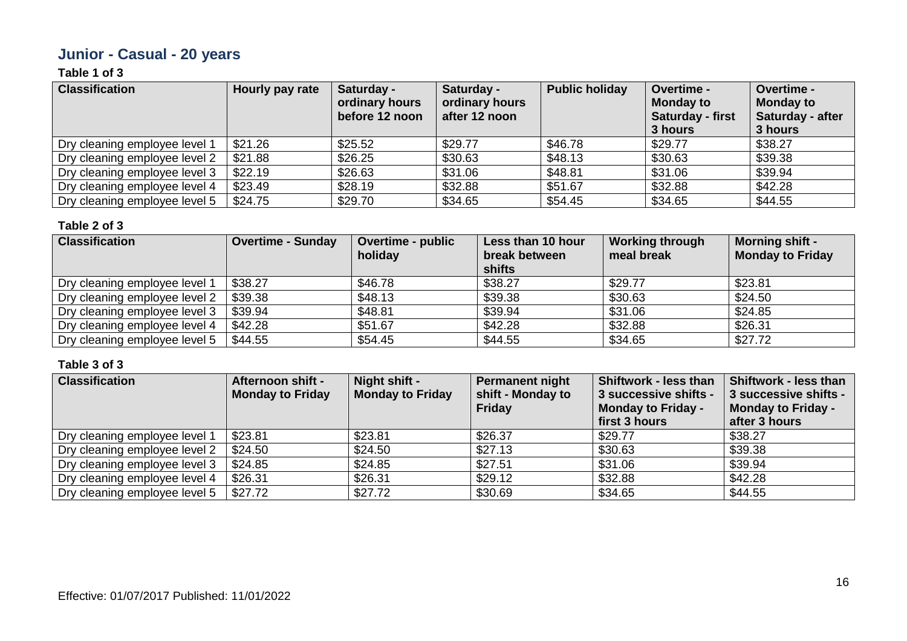## Junior - Casual - 20 years

### Table 1 of 3

| Classification | Hourly pay rate | Saturday - ordinary hours before 12 noon | Saturday - ordinary hours after 12 noon | Public holiday | Overtime - Monday to Saturday - first 3 hours | Overtime - Monday to Saturday - after 3 hours |
|---|---|---|---|---|---|---|
| Dry cleaning employee level 1 | $21.26 | $25.52 | $29.77 | $46.78 | $29.77 | $38.27 |
| Dry cleaning employee level 2 | $21.88 | $26.25 | $30.63 | $48.13 | $30.63 | $39.38 |
| Dry cleaning employee level 3 | $22.19 | $26.63 | $31.06 | $48.81 | $31.06 | $39.94 |
| Dry cleaning employee level 4 | $23.49 | $28.19 | $32.88 | $51.67 | $32.88 | $42.28 |
| Dry cleaning employee level 5 | $24.75 | $29.70 | $34.65 | $54.45 | $34.65 | $44.55 |

### Table 2 of 3

| Classification | Overtime - Sunday | Overtime - public holiday | Less than 10 hour break between shifts | Working through meal break | Morning shift - Monday to Friday |
|---|---|---|---|---|---|
| Dry cleaning employee level 1 | $38.27 | $46.78 | $38.27 | $29.77 | $23.81 |
| Dry cleaning employee level 2 | $39.38 | $48.13 | $39.38 | $30.63 | $24.50 |
| Dry cleaning employee level 3 | $39.94 | $48.81 | $39.94 | $31.06 | $24.85 |
| Dry cleaning employee level 4 | $42.28 | $51.67 | $42.28 | $32.88 | $26.31 |
| Dry cleaning employee level 5 | $44.55 | $54.45 | $44.55 | $34.65 | $27.72 |

### Table 3 of 3

| Classification | Afternoon shift - Monday to Friday | Night shift - Monday to Friday | Permanent night shift - Monday to Friday | Shiftwork - less than 3 successive shifts - Monday to Friday - first 3 hours | Shiftwork - less than 3 successive shifts - Monday to Friday - after 3 hours |
|---|---|---|---|---|---|
| Dry cleaning employee level 1 | $23.81 | $23.81 | $26.37 | $29.77 | $38.27 |
| Dry cleaning employee level 2 | $24.50 | $24.50 | $27.13 | $30.63 | $39.38 |
| Dry cleaning employee level 3 | $24.85 | $24.85 | $27.51 | $31.06 | $39.94 |
| Dry cleaning employee level 4 | $26.31 | $26.31 | $29.12 | $32.88 | $42.28 |
| Dry cleaning employee level 5 | $27.72 | $27.72 | $30.69 | $34.65 | $44.55 |

Effective: 01/07/2017 Published: 11/01/2022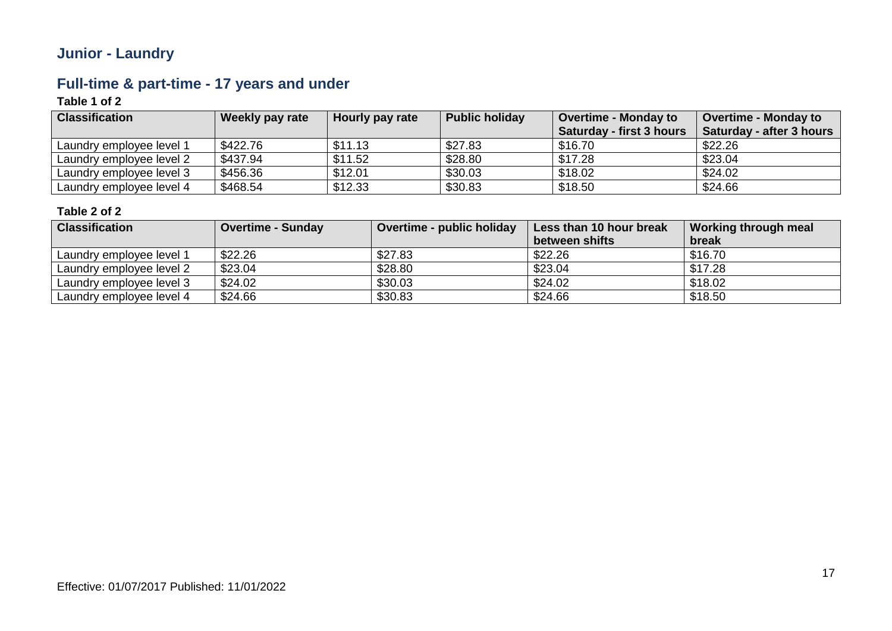## Junior - Laundry

### Full-time & part-time - 17 years and under

**Table 1 of 2**

| Classification | Weekly pay rate | Hourly pay rate | Public holiday | Overtime - Monday to Saturday - first 3 hours | Overtime - Monday to Saturday - after 3 hours |
|---|---|---|---|---|---|
| Laundry employee level 1 | $422.76 | $11.13 | $27.83 | $16.70 | $22.26 |
| Laundry employee level 2 | $437.94 | $11.52 | $28.80 | $17.28 | $23.04 |
| Laundry employee level 3 | $456.36 | $12.01 | $30.03 | $18.02 | $24.02 |
| Laundry employee level 4 | $468.54 | $12.33 | $30.83 | $18.50 | $24.66 |

**Table 2 of 2**

| Classification | Overtime - Sunday | Overtime - public holiday | Less than 10 hour break between shifts | Working through meal break |
|---|---|---|---|---|
| Laundry employee level 1 | $22.26 | $27.83 | $22.26 | $16.70 |
| Laundry employee level 2 | $23.04 | $28.80 | $23.04 | $17.28 |
| Laundry employee level 3 | $24.02 | $30.03 | $24.02 | $18.02 |
| Laundry employee level 4 | $24.66 | $30.83 | $24.66 | $18.50 |

Effective: 01/07/2017 Published: 11/01/2022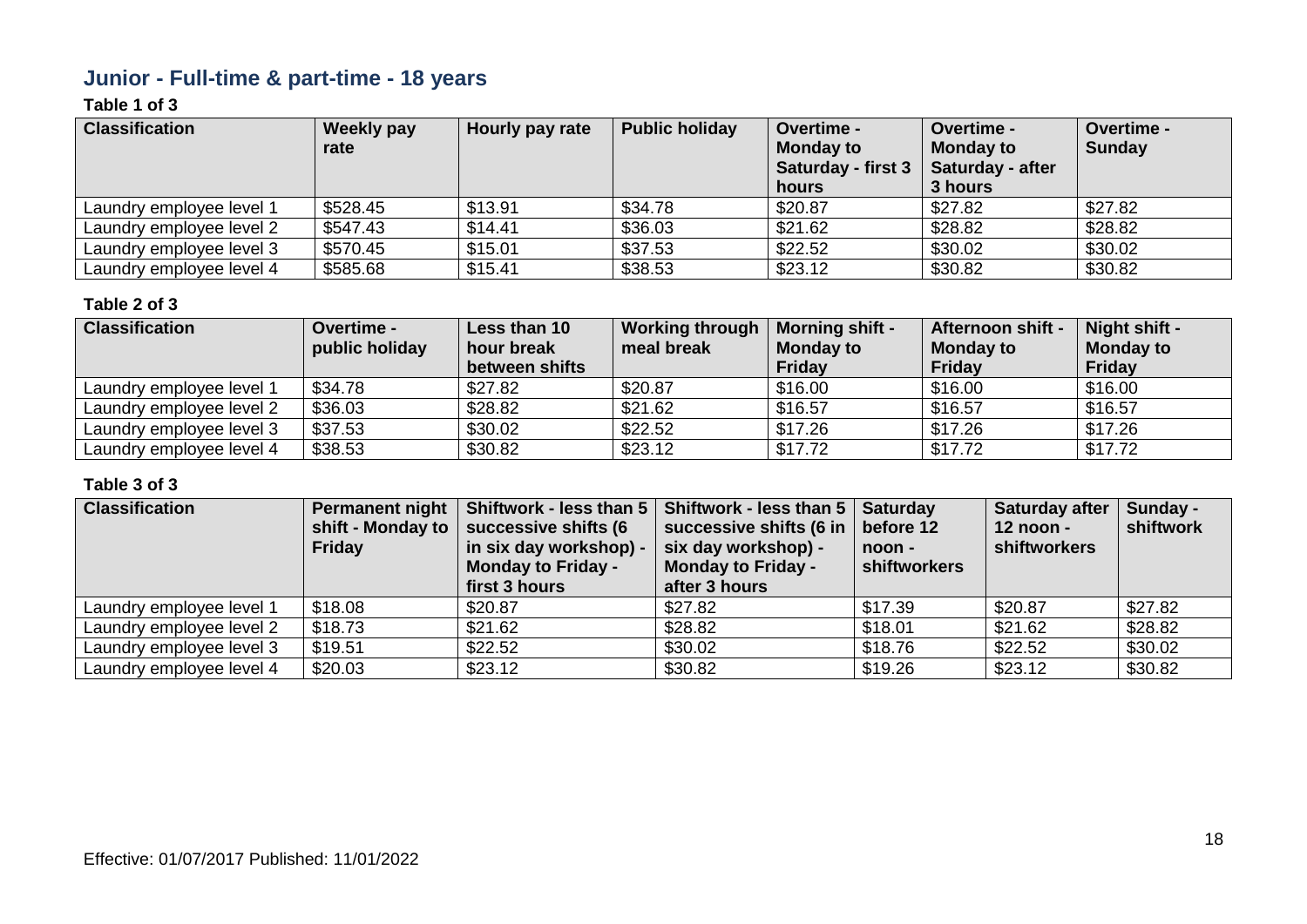## Junior - Full-time & part-time - 18 years

**Table 1 of 3**

| Classification | Weekly pay rate | Hourly pay rate | Public holiday | Overtime - Monday to Saturday - first 3 hours | Overtime - Monday to Saturday - after 3 hours | Overtime - Sunday |
|---|---|---|---|---|---|---|
| Laundry employee level 1 | $528.45 | $13.91 | $34.78 | $20.87 | $27.82 | $27.82 |
| Laundry employee level 2 | $547.43 | $14.41 | $36.03 | $21.62 | $28.82 | $28.82 |
| Laundry employee level 3 | $570.45 | $15.01 | $37.53 | $22.52 | $30.02 | $30.02 |
| Laundry employee level 4 | $585.68 | $15.41 | $38.53 | $23.12 | $30.82 | $30.82 |

**Table 2 of 3**

| Classification | Overtime - public holiday | Less than 10 hour break between shifts | Working through meal break | Morning shift - Monday to Friday | Afternoon shift - Monday to Friday | Night shift - Monday to Friday |
|---|---|---|---|---|---|---|
| Laundry employee level 1 | $34.78 | $27.82 | $20.87 | $16.00 | $16.00 | $16.00 |
| Laundry employee level 2 | $36.03 | $28.82 | $21.62 | $16.57 | $16.57 | $16.57 |
| Laundry employee level 3 | $37.53 | $30.02 | $22.52 | $17.26 | $17.26 | $17.26 |
| Laundry employee level 4 | $38.53 | $30.82 | $23.12 | $17.72 | $17.72 | $17.72 |

**Table 3 of 3**

| Classification | Permanent night shift - Monday to Friday | Shiftwork - less than 5 successive shifts (6 in six day workshop) - Monday to Friday - first 3 hours | Shiftwork - less than 5 successive shifts (6 in six day workshop) - Monday to Friday - after 3 hours | Saturday before 12 noon - shiftworkers | Saturday after 12 noon - shiftworkers | Sunday - shiftwork |
|---|---|---|---|---|---|---|
| Laundry employee level 1 | $18.08 | $20.87 | $27.82 | $17.39 | $20.87 | $27.82 |
| Laundry employee level 2 | $18.73 | $21.62 | $28.82 | $18.01 | $21.62 | $28.82 |
| Laundry employee level 3 | $19.51 | $22.52 | $30.02 | $18.76 | $22.52 | $30.02 |
| Laundry employee level 4 | $20.03 | $23.12 | $30.82 | $19.26 | $23.12 | $30.82 |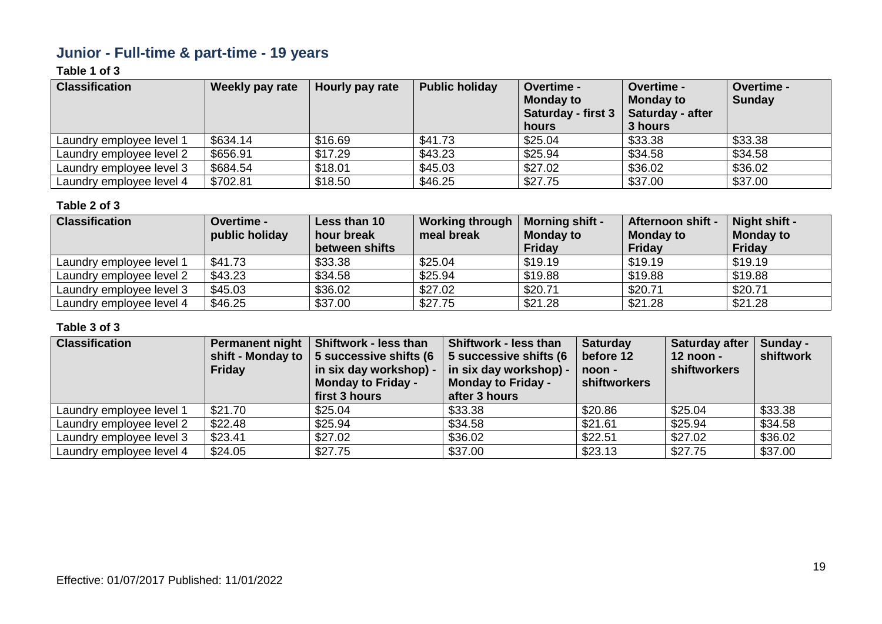## Junior - Full-time & part-time - 19 years

**Table 1 of 3**

| Classification | Weekly pay rate | Hourly pay rate | Public holiday | Overtime - Monday to Saturday - first 3 hours | Overtime - Monday to Saturday - after 3 hours | Overtime - Sunday |
|---|---|---|---|---|---|---|
| Laundry employee level 1 | $634.14 | $16.69 | $41.73 | $25.04 | $33.38 | $33.38 |
| Laundry employee level 2 | $656.91 | $17.29 | $43.23 | $25.94 | $34.58 | $34.58 |
| Laundry employee level 3 | $684.54 | $18.01 | $45.03 | $27.02 | $36.02 | $36.02 |
| Laundry employee level 4 | $702.81 | $18.50 | $46.25 | $27.75 | $37.00 | $37.00 |

**Table 2 of 3**

| Classification | Overtime - public holiday | Less than 10 hour break between shifts | Working through meal break | Morning shift - Monday to Friday | Afternoon shift - Monday to Friday | Night shift - Monday to Friday |
|---|---|---|---|---|---|---|
| Laundry employee level 1 | $41.73 | $33.38 | $25.04 | $19.19 | $19.19 | $19.19 |
| Laundry employee level 2 | $43.23 | $34.58 | $25.94 | $19.88 | $19.88 | $19.88 |
| Laundry employee level 3 | $45.03 | $36.02 | $27.02 | $20.71 | $20.71 | $20.71 |
| Laundry employee level 4 | $46.25 | $37.00 | $27.75 | $21.28 | $21.28 | $21.28 |

**Table 3 of 3**

| Classification | Permanent night shift - Monday to Friday | Shiftwork - less than 5 successive shifts (6 in six day workshop) - Monday to Friday - first 3 hours | Shiftwork - less than 5 successive shifts (6 in six day workshop) - Monday to Friday - after 3 hours | Saturday before 12 noon - shiftworkers | Saturday after 12 noon - shiftworkers | Sunday - shiftwork |
|---|---|---|---|---|---|---|
| Laundry employee level 1 | $21.70 | $25.04 | $33.38 | $20.86 | $25.04 | $33.38 |
| Laundry employee level 2 | $22.48 | $25.94 | $34.58 | $21.61 | $25.94 | $34.58 |
| Laundry employee level 3 | $23.41 | $27.02 | $36.02 | $22.51 | $27.02 | $36.02 |
| Laundry employee level 4 | $24.05 | $27.75 | $37.00 | $23.13 | $27.75 | $37.00 |

Effective: 01/07/2017 Published: 11/01/2022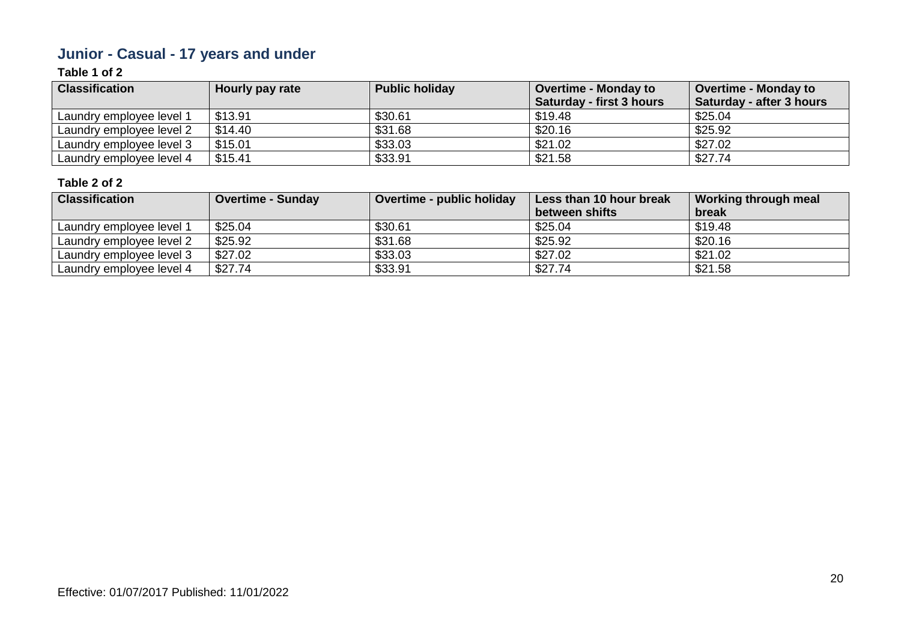## Junior - Casual - 17 years and under

**Table 1 of 2**

| Classification | Hourly pay rate | Public holiday | Overtime - Monday to Saturday - first 3 hours | Overtime - Monday to Saturday - after 3 hours |
|---|---|---|---|---|
| Laundry employee level 1 | $13.91 | $30.61 | $19.48 | $25.04 |
| Laundry employee level 2 | $14.40 | $31.68 | $20.16 | $25.92 |
| Laundry employee level 3 | $15.01 | $33.03 | $21.02 | $27.02 |
| Laundry employee level 4 | $15.41 | $33.91 | $21.58 | $27.74 |

**Table 2 of 2**

| Classification | Overtime - Sunday | Overtime - public holiday | Less than 10 hour break between shifts | Working through meal break |
|---|---|---|---|---|
| Laundry employee level 1 | $25.04 | $30.61 | $25.04 | $19.48 |
| Laundry employee level 2 | $25.92 | $31.68 | $25.92 | $20.16 |
| Laundry employee level 3 | $27.02 | $33.03 | $27.02 | $21.02 |
| Laundry employee level 4 | $27.74 | $33.91 | $27.74 | $21.58 |

Effective: 01/07/2017 Published: 11/01/2022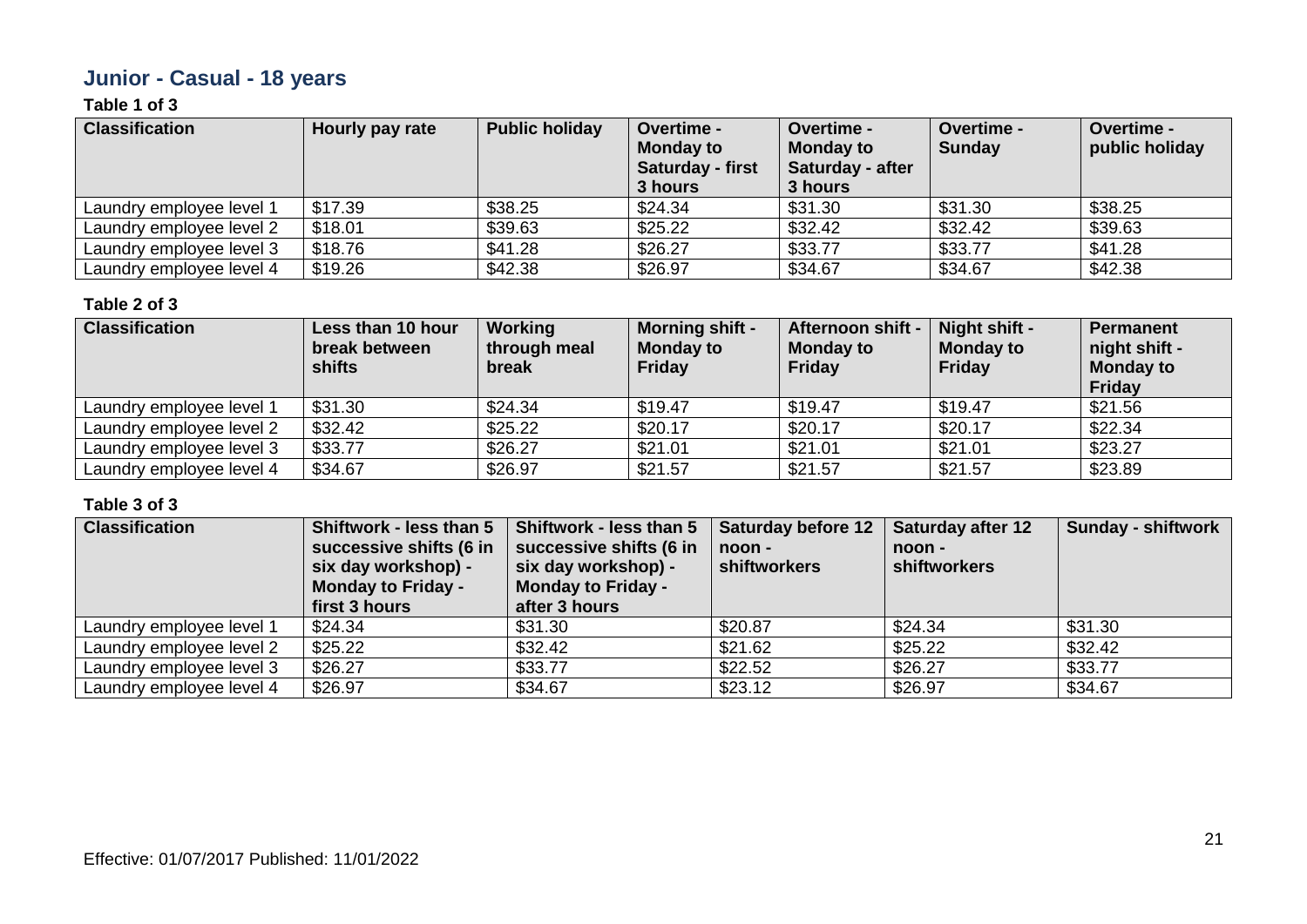## Junior - Casual - 18 years

### Table 1 of 3

| Classification | Hourly pay rate | Public holiday | Overtime - Monday to Saturday - first 3 hours | Overtime - Monday to Saturday - after 3 hours | Overtime - Sunday | Overtime - public holiday |
|---|---|---|---|---|---|---|
| Laundry employee level 1 | $17.39 | $38.25 | $24.34 | $31.30 | $31.30 | $38.25 |
| Laundry employee level 2 | $18.01 | $39.63 | $25.22 | $32.42 | $32.42 | $39.63 |
| Laundry employee level 3 | $18.76 | $41.28 | $26.27 | $33.77 | $33.77 | $41.28 |
| Laundry employee level 4 | $19.26 | $42.38 | $26.97 | $34.67 | $34.67 | $42.38 |

### Table 2 of 3

| Classification | Less than 10 hour break between shifts | Working through meal break | Morning shift - Monday to Friday | Afternoon shift - Monday to Friday | Night shift - Monday to Friday | Permanent night shift - Monday to Friday |
|---|---|---|---|---|---|---|
| Laundry employee level 1 | $31.30 | $24.34 | $19.47 | $19.47 | $19.47 | $21.56 |
| Laundry employee level 2 | $32.42 | $25.22 | $20.17 | $20.17 | $20.17 | $22.34 |
| Laundry employee level 3 | $33.77 | $26.27 | $21.01 | $21.01 | $21.01 | $23.27 |
| Laundry employee level 4 | $34.67 | $26.97 | $21.57 | $21.57 | $21.57 | $23.89 |

### Table 3 of 3

| Classification | Shiftwork - less than 5 successive shifts (6 in six day workshop) - Monday to Friday - first 3 hours | Shiftwork - less than 5 successive shifts (6 in six day workshop) - Monday to Friday - after 3 hours | Saturday before 12 noon - shiftworkers | Saturday after 12 noon - shiftworkers | Sunday - shiftwork |
|---|---|---|---|---|---|
| Laundry employee level 1 | $24.34 | $31.30 | $20.87 | $24.34 | $31.30 |
| Laundry employee level 2 | $25.22 | $32.42 | $21.62 | $25.22 | $32.42 |
| Laundry employee level 3 | $26.27 | $33.77 | $22.52 | $26.27 | $33.77 |
| Laundry employee level 4 | $26.97 | $34.67 | $23.12 | $26.97 | $34.67 |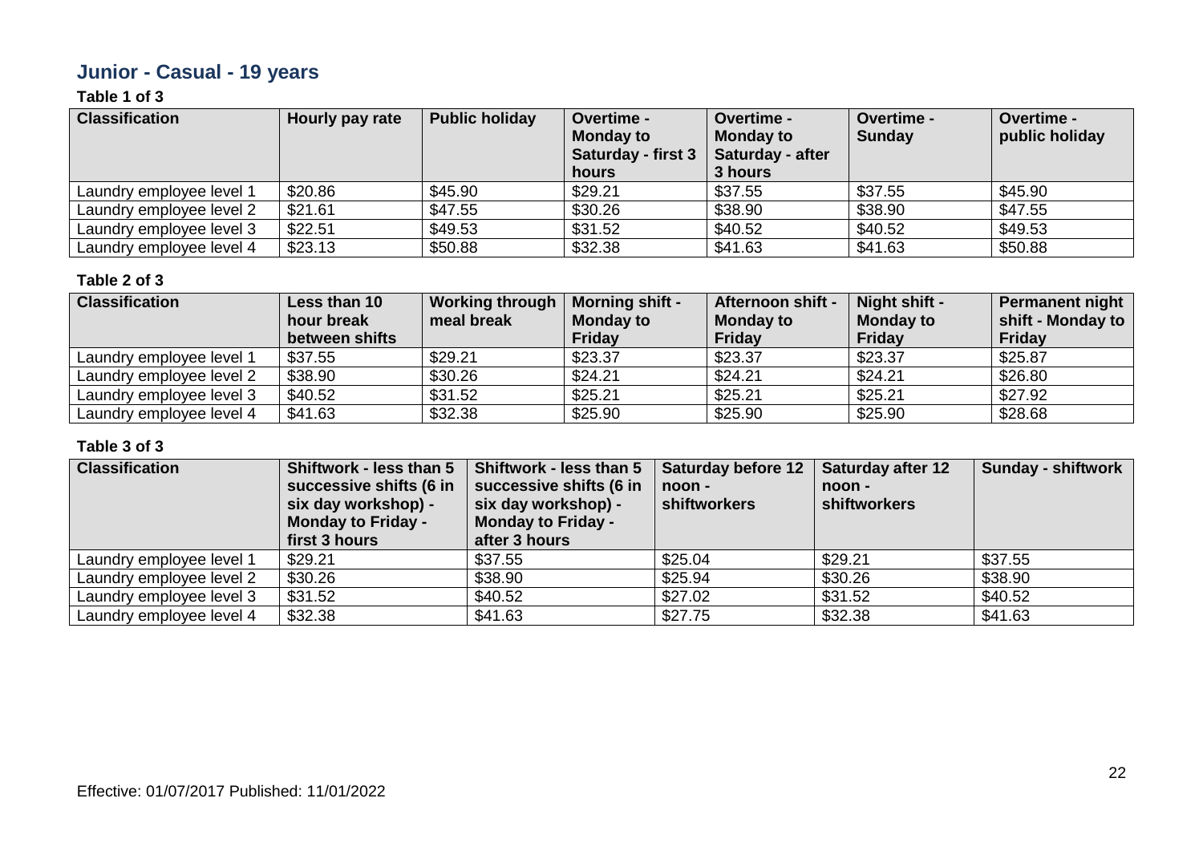## Junior - Casual - 19 years

### Table 1 of 3

| Classification | Hourly pay rate | Public holiday | Overtime - Monday to Saturday - first 3 hours | Overtime - Monday to Saturday - after 3 hours | Overtime - Sunday | Overtime - public holiday |
|---|---|---|---|---|---|---|
| Laundry employee level 1 | $20.86 | $45.90 | $29.21 | $37.55 | $37.55 | $45.90 |
| Laundry employee level 2 | $21.61 | $47.55 | $30.26 | $38.90 | $38.90 | $47.55 |
| Laundry employee level 3 | $22.51 | $49.53 | $31.52 | $40.52 | $40.52 | $49.53 |
| Laundry employee level 4 | $23.13 | $50.88 | $32.38 | $41.63 | $41.63 | $50.88 |

### Table 2 of 3

| Classification | Less than 10 hour break between shifts | Working through meal break | Morning shift - Monday to Friday | Afternoon shift - Monday to Friday | Night shift - Monday to Friday | Permanent night shift - Monday to Friday |
|---|---|---|---|---|---|---|
| Laundry employee level 1 | $37.55 | $29.21 | $23.37 | $23.37 | $23.37 | $25.87 |
| Laundry employee level 2 | $38.90 | $30.26 | $24.21 | $24.21 | $24.21 | $26.80 |
| Laundry employee level 3 | $40.52 | $31.52 | $25.21 | $25.21 | $25.21 | $27.92 |
| Laundry employee level 4 | $41.63 | $32.38 | $25.90 | $25.90 | $25.90 | $28.68 |

### Table 3 of 3

| Classification | Shiftwork - less than 5 successive shifts (6 in six day workshop) - Monday to Friday - first 3 hours | Shiftwork - less than 5 successive shifts (6 in six day workshop) - Monday to Friday - after 3 hours | Saturday before 12 noon - shiftworkers | Saturday after 12 noon - shiftworkers | Sunday - shiftwork |
|---|---|---|---|---|---|
| Laundry employee level 1 | $29.21 | $37.55 | $25.04 | $29.21 | $37.55 |
| Laundry employee level 2 | $30.26 | $38.90 | $25.94 | $30.26 | $38.90 |
| Laundry employee level 3 | $31.52 | $40.52 | $27.02 | $31.52 | $40.52 |
| Laundry employee level 4 | $32.38 | $41.63 | $27.75 | $32.38 | $41.63 |

Effective: 01/07/2017 Published: 11/01/2022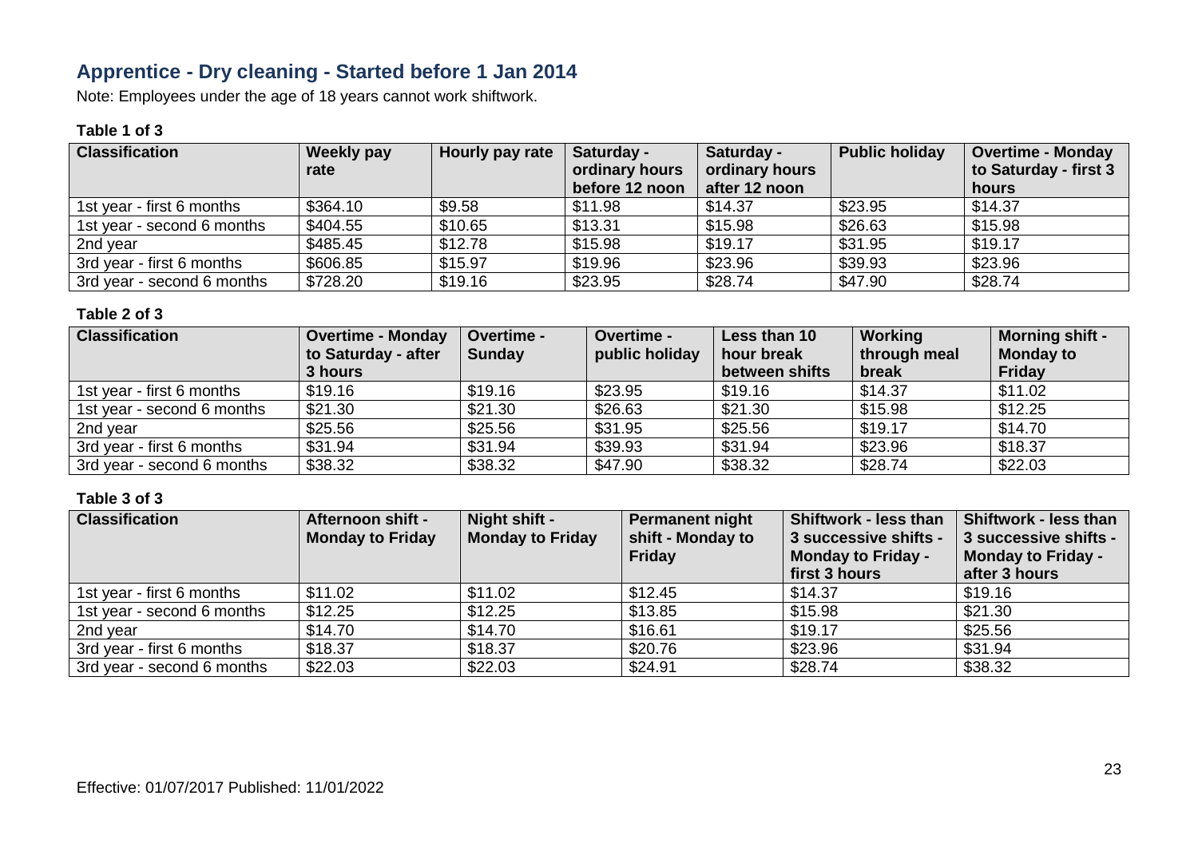## Apprentice - Dry cleaning - Started before 1 Jan 2014

Note: Employees under the age of 18 years cannot work shiftwork.

### Table 1 of 3

| Classification | Weekly pay rate | Hourly pay rate | Saturday - ordinary hours before 12 noon | Saturday - ordinary hours after 12 noon | Public holiday | Overtime - Monday to Saturday - first 3 hours |
|---|---|---|---|---|---|---|
| 1st year - first 6 months | $364.10 | $9.58 | $11.98 | $14.37 | $23.95 | $14.37 |
| 1st year - second 6 months | $404.55 | $10.65 | $13.31 | $15.98 | $26.63 | $15.98 |
| 2nd year | $485.45 | $12.78 | $15.98 | $19.17 | $31.95 | $19.17 |
| 3rd year - first 6 months | $606.85 | $15.97 | $19.96 | $23.96 | $39.93 | $23.96 |
| 3rd year - second 6 months | $728.20 | $19.16 | $23.95 | $28.74 | $47.90 | $28.74 |

### Table 2 of 3

| Classification | Overtime - Monday to Saturday - after 3 hours | Overtime - Sunday | Overtime - public holiday | Less than 10 hour break between shifts | Working through meal break | Morning shift - Monday to Friday |
|---|---|---|---|---|---|---|
| 1st year - first 6 months | $19.16 | $19.16 | $23.95 | $19.16 | $14.37 | $11.02 |
| 1st year - second 6 months | $21.30 | $21.30 | $26.63 | $21.30 | $15.98 | $12.25 |
| 2nd year | $25.56 | $25.56 | $31.95 | $25.56 | $19.17 | $14.70 |
| 3rd year - first 6 months | $31.94 | $31.94 | $39.93 | $31.94 | $23.96 | $18.37 |
| 3rd year - second 6 months | $38.32 | $38.32 | $47.90 | $38.32 | $28.74 | $22.03 |

### Table 3 of 3

| Classification | Afternoon shift - Monday to Friday | Night shift - Monday to Friday | Permanent night shift - Monday to Friday | Shiftwork - less than 3 successive shifts - Monday to Friday - first 3 hours | Shiftwork - less than 3 successive shifts - Monday to Friday - after 3 hours |
|---|---|---|---|---|---|
| 1st year - first 6 months | $11.02 | $11.02 | $12.45 | $14.37 | $19.16 |
| 1st year - second 6 months | $12.25 | $12.25 | $13.85 | $15.98 | $21.30 |
| 2nd year | $14.70 | $14.70 | $16.61 | $19.17 | $25.56 |
| 3rd year - first 6 months | $18.37 | $18.37 | $20.76 | $23.96 | $31.94 |
| 3rd year - second 6 months | $22.03 | $22.03 | $24.91 | $28.74 | $38.32 |

Effective: 01/07/2017 Published: 11/01/2022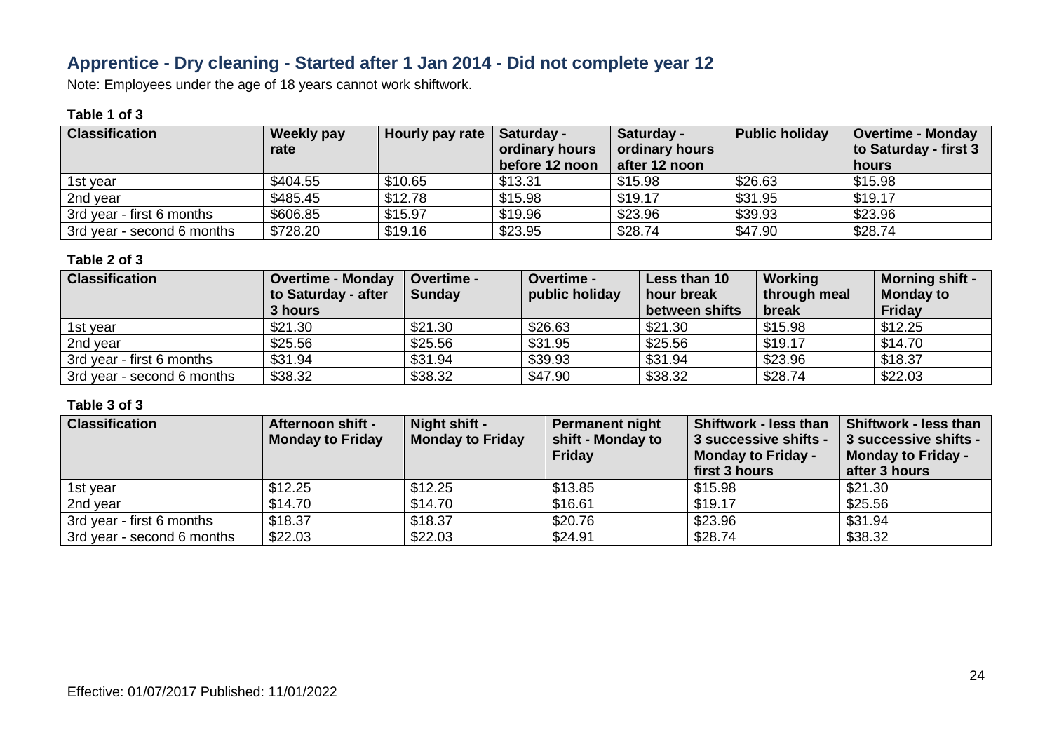## Apprentice - Dry cleaning - Started after 1 Jan 2014 - Did not complete year 12

Note: Employees under the age of 18 years cannot work shiftwork.

**Table 1 of 3**

| Classification | Weekly pay rate | Hourly pay rate | Saturday - ordinary hours before 12 noon | Saturday - ordinary hours after 12 noon | Public holiday | Overtime - Monday to Saturday - first 3 hours |
|---|---|---|---|---|---|---|
| 1st year | $404.55 | $10.65 | $13.31 | $15.98 | $26.63 | $15.98 |
| 2nd year | $485.45 | $12.78 | $15.98 | $19.17 | $31.95 | $19.17 |
| 3rd year - first 6 months | $606.85 | $15.97 | $19.96 | $23.96 | $39.93 | $23.96 |
| 3rd year - second 6 months | $728.20 | $19.16 | $23.95 | $28.74 | $47.90 | $28.74 |

**Table 2 of 3**

| Classification | Overtime - Monday to Saturday - after 3 hours | Overtime - Sunday | Overtime - public holiday | Less than 10 hour break between shifts | Working through meal break | Morning shift - Monday to Friday |
|---|---|---|---|---|---|---|
| 1st year | $21.30 | $21.30 | $26.63 | $21.30 | $15.98 | $12.25 |
| 2nd year | $25.56 | $25.56 | $31.95 | $25.56 | $19.17 | $14.70 |
| 3rd year - first 6 months | $31.94 | $31.94 | $39.93 | $31.94 | $23.96 | $18.37 |
| 3rd year - second 6 months | $38.32 | $38.32 | $47.90 | $38.32 | $28.74 | $22.03 |

**Table 3 of 3**

| Classification | Afternoon shift - Monday to Friday | Night shift - Monday to Friday | Permanent night shift - Monday to Friday | Shiftwork - less than 3 successive shifts - Monday to Friday - first 3 hours | Shiftwork - less than 3 successive shifts - Monday to Friday - after 3 hours |
|---|---|---|---|---|---|
| 1st year | $12.25 | $12.25 | $13.85 | $15.98 | $21.30 |
| 2nd year | $14.70 | $14.70 | $16.61 | $19.17 | $25.56 |
| 3rd year - first 6 months | $18.37 | $18.37 | $20.76 | $23.96 | $31.94 |
| 3rd year - second 6 months | $22.03 | $22.03 | $24.91 | $28.74 | $38.32 |

Effective: 01/07/2017 Published: 11/01/2022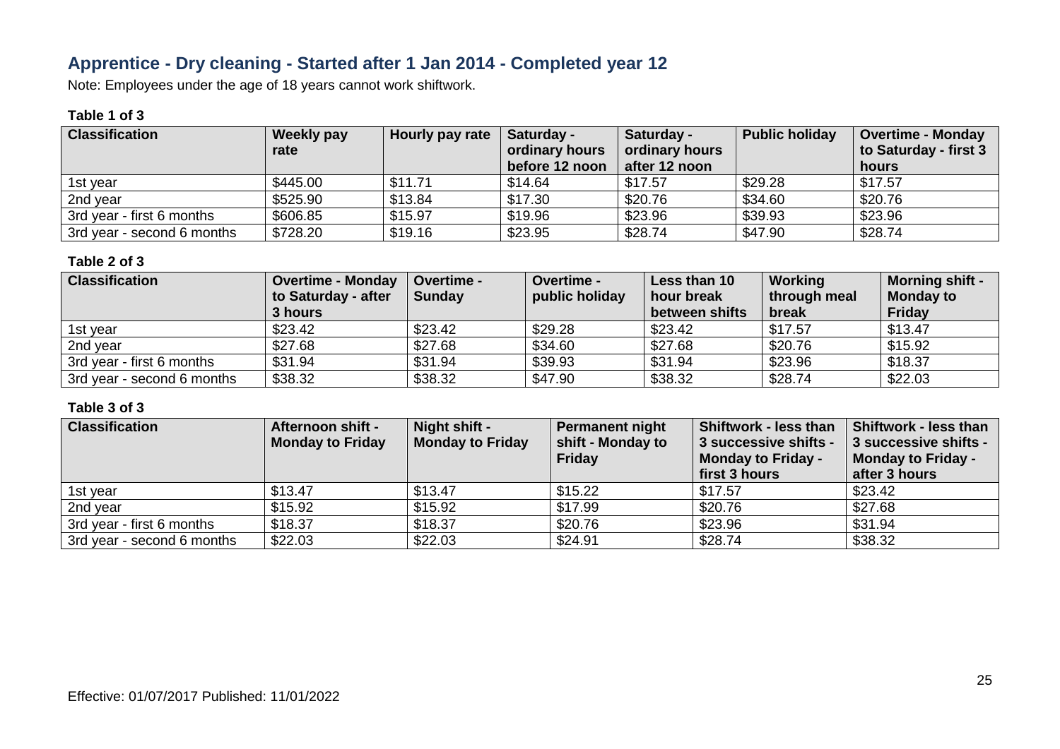## Apprentice - Dry cleaning - Started after 1 Jan 2014 - Completed year 12

Note: Employees under the age of 18 years cannot work shiftwork.

**Table 1 of 3**

| Classification | Weekly pay rate | Hourly pay rate | Saturday - ordinary hours before 12 noon | Saturday - ordinary hours after 12 noon | Public holiday | Overtime - Monday to Saturday - first 3 hours |
|---|---|---|---|---|---|---|
| 1st year | $445.00 | $11.71 | $14.64 | $17.57 | $29.28 | $17.57 |
| 2nd year | $525.90 | $13.84 | $17.30 | $20.76 | $34.60 | $20.76 |
| 3rd year - first 6 months | $606.85 | $15.97 | $19.96 | $23.96 | $39.93 | $23.96 |
| 3rd year - second 6 months | $728.20 | $19.16 | $23.95 | $28.74 | $47.90 | $28.74 |

**Table 2 of 3**

| Classification | Overtime - Monday to Saturday - after 3 hours | Overtime - Sunday | Overtime - public holiday | Less than 10 hour break between shifts | Working through meal break | Morning shift - Monday to Friday |
|---|---|---|---|---|---|---|
| 1st year | $23.42 | $23.42 | $29.28 | $23.42 | $17.57 | $13.47 |
| 2nd year | $27.68 | $27.68 | $34.60 | $27.68 | $20.76 | $15.92 |
| 3rd year - first 6 months | $31.94 | $31.94 | $39.93 | $31.94 | $23.96 | $18.37 |
| 3rd year - second 6 months | $38.32 | $38.32 | $47.90 | $38.32 | $28.74 | $22.03 |

**Table 3 of 3**

| Classification | Afternoon shift - Monday to Friday | Night shift - Monday to Friday | Permanent night shift - Monday to Friday | Shiftwork - less than 3 successive shifts - Monday to Friday - first 3 hours | Shiftwork - less than 3 successive shifts - Monday to Friday - after 3 hours |
|---|---|---|---|---|---|
| 1st year | $13.47 | $13.47 | $15.22 | $17.57 | $23.42 |
| 2nd year | $15.92 | $15.92 | $17.99 | $20.76 | $27.68 |
| 3rd year - first 6 months | $18.37 | $18.37 | $20.76 | $23.96 | $31.94 |
| 3rd year - second 6 months | $22.03 | $22.03 | $24.91 | $28.74 | $38.32 |

Effective: 01/07/2017 Published: 11/01/2022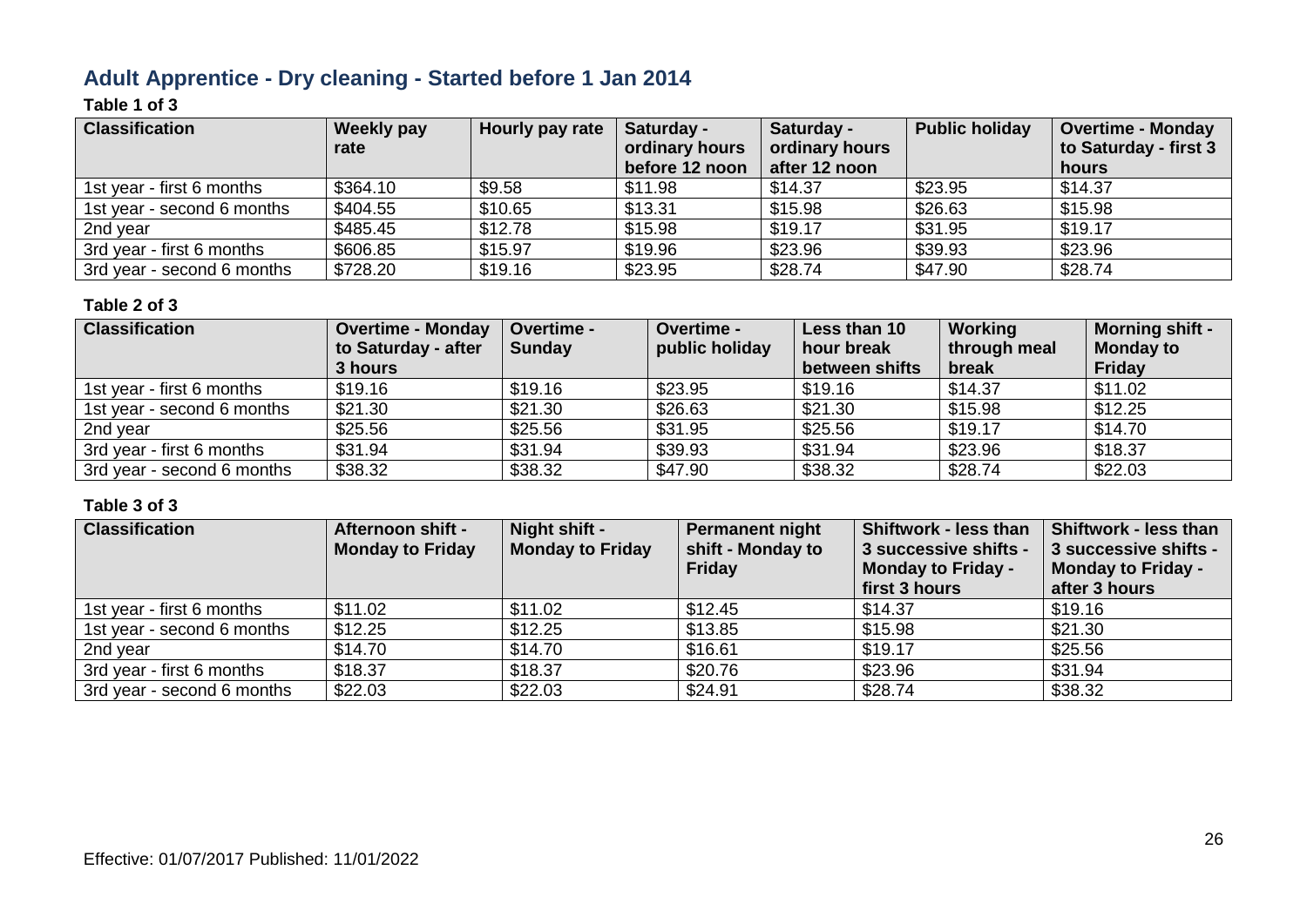## Adult Apprentice - Dry cleaning - Started before 1 Jan 2014

**Table 1 of 3**

| Classification | Weekly pay rate | Hourly pay rate | Saturday - ordinary hours before 12 noon | Saturday - ordinary hours after 12 noon | Public holiday | Overtime - Monday to Saturday - first 3 hours |
|---|---|---|---|---|---|---|
| 1st year - first 6 months | $364.10 | $9.58 | $11.98 | $14.37 | $23.95 | $14.37 |
| 1st year - second 6 months | $404.55 | $10.65 | $13.31 | $15.98 | $26.63 | $15.98 |
| 2nd year | $485.45 | $12.78 | $15.98 | $19.17 | $31.95 | $19.17 |
| 3rd year - first 6 months | $606.85 | $15.97 | $19.96 | $23.96 | $39.93 | $23.96 |
| 3rd year - second 6 months | $728.20 | $19.16 | $23.95 | $28.74 | $47.90 | $28.74 |

**Table 2 of 3**

| Classification | Overtime - Monday to Saturday - after 3 hours | Overtime - Sunday | Overtime - public holiday | Less than 10 hour break between shifts | Working through meal break | Morning shift - Monday to Friday |
|---|---|---|---|---|---|---|
| 1st year - first 6 months | $19.16 | $19.16 | $23.95 | $19.16 | $14.37 | $11.02 |
| 1st year - second 6 months | $21.30 | $21.30 | $26.63 | $21.30 | $15.98 | $12.25 |
| 2nd year | $25.56 | $25.56 | $31.95 | $25.56 | $19.17 | $14.70 |
| 3rd year - first 6 months | $31.94 | $31.94 | $39.93 | $31.94 | $23.96 | $18.37 |
| 3rd year - second 6 months | $38.32 | $38.32 | $47.90 | $38.32 | $28.74 | $22.03 |

**Table 3 of 3**

| Classification | Afternoon shift - Monday to Friday | Night shift - Monday to Friday | Permanent night shift - Monday to Friday | Shiftwork - less than 3 successive shifts - Monday to Friday - first 3 hours | Shiftwork - less than 3 successive shifts - Monday to Friday - after 3 hours |
|---|---|---|---|---|---|
| 1st year - first 6 months | $11.02 | $11.02 | $12.45 | $14.37 | $19.16 |
| 1st year - second 6 months | $12.25 | $12.25 | $13.85 | $15.98 | $21.30 |
| 2nd year | $14.70 | $14.70 | $16.61 | $19.17 | $25.56 |
| 3rd year - first 6 months | $18.37 | $18.37 | $20.76 | $23.96 | $31.94 |
| 3rd year - second 6 months | $22.03 | $22.03 | $24.91 | $28.74 | $38.32 |

Effective: 01/07/2017 Published: 11/01/2022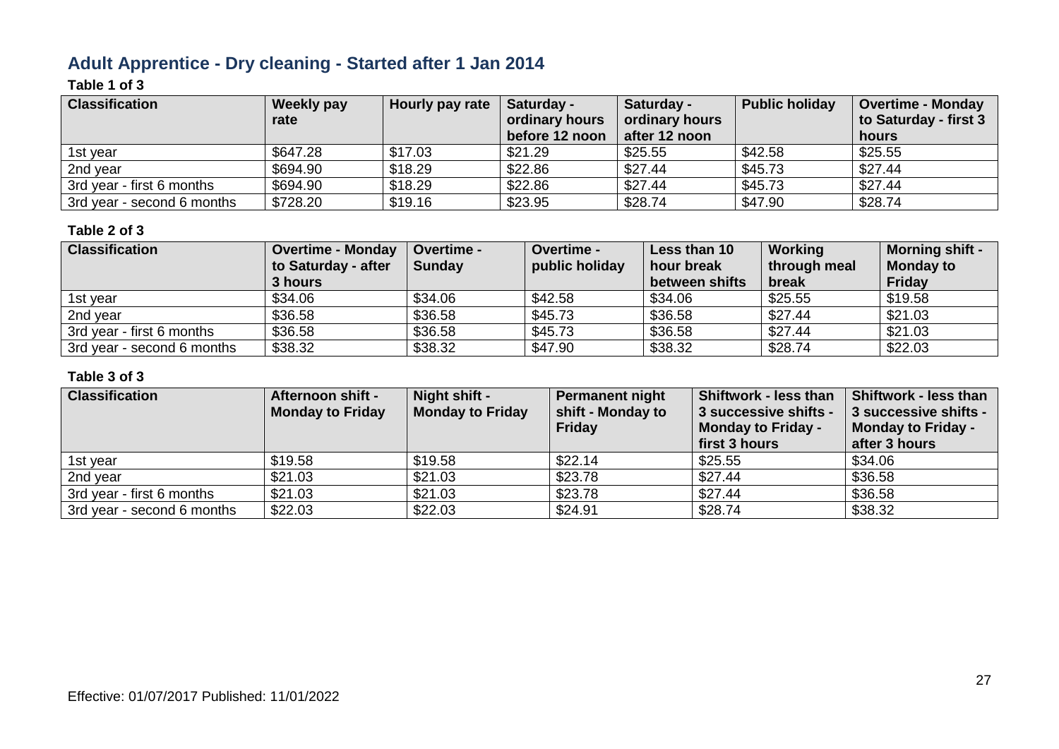## Adult Apprentice - Dry cleaning - Started after 1 Jan 2014

**Table 1 of 3**

| Classification | Weekly pay rate | Hourly pay rate | Saturday - ordinary hours before 12 noon | Saturday - ordinary hours after 12 noon | Public holiday | Overtime - Monday to Saturday - first 3 hours |
|---|---|---|---|---|---|---|
| 1st year | \$647.28 | \$17.03 | \$21.29 | \$25.55 | \$42.58 | \$25.55 |
| 2nd year | \$694.90 | \$18.29 | \$22.86 | \$27.44 | \$45.73 | \$27.44 |
| 3rd year - first 6 months | \$694.90 | \$18.29 | \$22.86 | \$27.44 | \$45.73 | \$27.44 |
| 3rd year - second 6 months | \$728.20 | \$19.16 | \$23.95 | \$28.74 | \$47.90 | \$28.74 |

**Table 2 of 3**

| Classification | Overtime - Monday to Saturday - after 3 hours | Overtime - Sunday | Overtime - public holiday | Less than 10 hour break between shifts | Working through meal break | Morning shift - Monday to Friday |
|---|---|---|---|---|---|---|
| 1st year | \$34.06 | \$34.06 | \$42.58 | \$34.06 | \$25.55 | \$19.58 |
| 2nd year | \$36.58 | \$36.58 | \$45.73 | \$36.58 | \$27.44 | \$21.03 |
| 3rd year - first 6 months | \$36.58 | \$36.58 | \$45.73 | \$36.58 | \$27.44 | \$21.03 |
| 3rd year - second 6 months | \$38.32 | \$38.32 | \$47.90 | \$38.32 | \$28.74 | \$22.03 |

**Table 3 of 3**

| Classification | Afternoon shift - Monday to Friday | Night shift - Monday to Friday | Permanent night shift - Monday to Friday | Shiftwork - less than 3 successive shifts - Monday to Friday - first 3 hours | Shiftwork - less than 3 successive shifts - Monday to Friday - after 3 hours |
|---|---|---|---|---|---|
| 1st year | \$19.58 | \$19.58 | \$22.14 | \$25.55 | \$34.06 |
| 2nd year | \$21.03 | \$21.03 | \$23.78 | \$27.44 | \$36.58 |
| 3rd year - first 6 months | \$21.03 | \$21.03 | \$23.78 | \$27.44 | \$36.58 |
| 3rd year - second 6 months | \$22.03 | \$22.03 | \$24.91 | \$28.74 | \$38.32 |

Effective: 01/07/2017 Published: 11/01/2022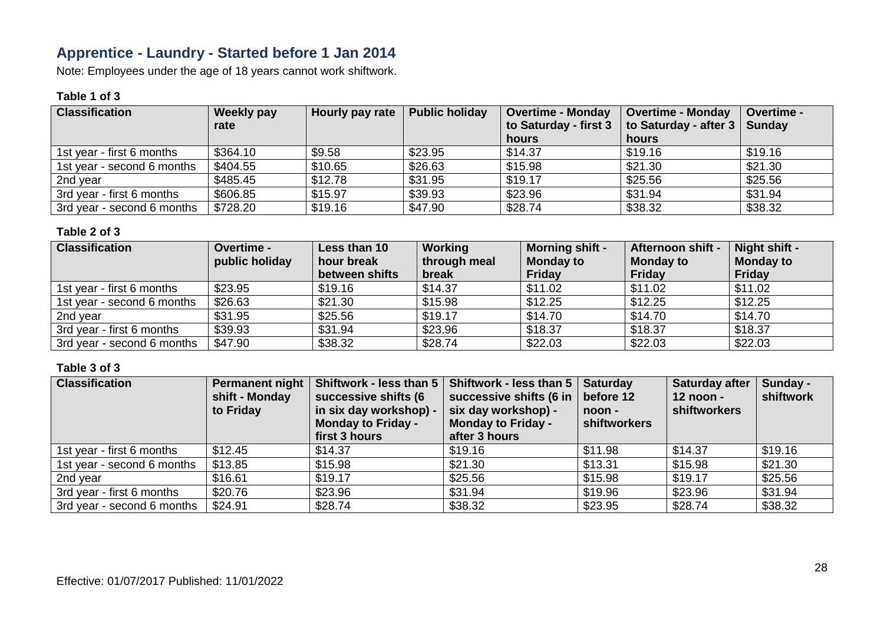## Apprentice - Laundry - Started before 1 Jan 2014

Note: Employees under the age of 18 years cannot work shiftwork.

**Table 1 of 3**

| Classification | Weekly pay rate | Hourly pay rate | Public holiday | Overtime - Monday to Saturday - first 3 hours | Overtime - Monday to Saturday - after 3 hours | Overtime - Sunday |
|---|---|---|---|---|---|---|
| 1st year - first 6 months | $364.10 | $9.58 | $23.95 | $14.37 | $19.16 | $19.16 |
| 1st year - second 6 months | $404.55 | $10.65 | $26.63 | $15.98 | $21.30 | $21.30 |
| 2nd year | $485.45 | $12.78 | $31.95 | $19.17 | $25.56 | $25.56 |
| 3rd year - first 6 months | $606.85 | $15.97 | $39.93 | $23.96 | $31.94 | $31.94 |
| 3rd year - second 6 months | $728.20 | $19.16 | $47.90 | $28.74 | $38.32 | $38.32 |

**Table 2 of 3**

| Classification | Overtime - public holiday | Less than 10 hour break between shifts | Working through meal break | Morning shift - Monday to Friday | Afternoon shift - Monday to Friday | Night shift - Monday to Friday |
|---|---|---|---|---|---|---|
| 1st year - first 6 months | $23.95 | $19.16 | $14.37 | $11.02 | $11.02 | $11.02 |
| 1st year - second 6 months | $26.63 | $21.30 | $15.98 | $12.25 | $12.25 | $12.25 |
| 2nd year | $31.95 | $25.56 | $19.17 | $14.70 | $14.70 | $14.70 |
| 3rd year - first 6 months | $39.93 | $31.94 | $23.96 | $18.37 | $18.37 | $18.37 |
| 3rd year - second 6 months | $47.90 | $38.32 | $28.74 | $22.03 | $22.03 | $22.03 |

**Table 3 of 3**

| Classification | Permanent night shift - Monday to Friday | Shiftwork - less than 5 successive shifts (6 in six day workshop) - Monday to Friday - first 3 hours | Shiftwork - less than 5 successive shifts (6 in six day workshop) - Monday to Friday - after 3 hours | Saturday before 12 noon - shiftworkers | Saturday after 12 noon - shiftworkers | Sunday - shiftwork |
|---|---|---|---|---|---|---|
| 1st year - first 6 months | $12.45 | $14.37 | $19.16 | $11.98 | $14.37 | $19.16 |
| 1st year - second 6 months | $13.85 | $15.98 | $21.30 | $13.31 | $15.98 | $21.30 |
| 2nd year | $16.61 | $19.17 | $25.56 | $15.98 | $19.17 | $25.56 |
| 3rd year - first 6 months | $20.76 | $23.96 | $31.94 | $19.96 | $23.96 | $31.94 |
| 3rd year - second 6 months | $24.91 | $28.74 | $38.32 | $23.95 | $28.74 | $38.32 |

Effective: 01/07/2017 Published: 11/01/2022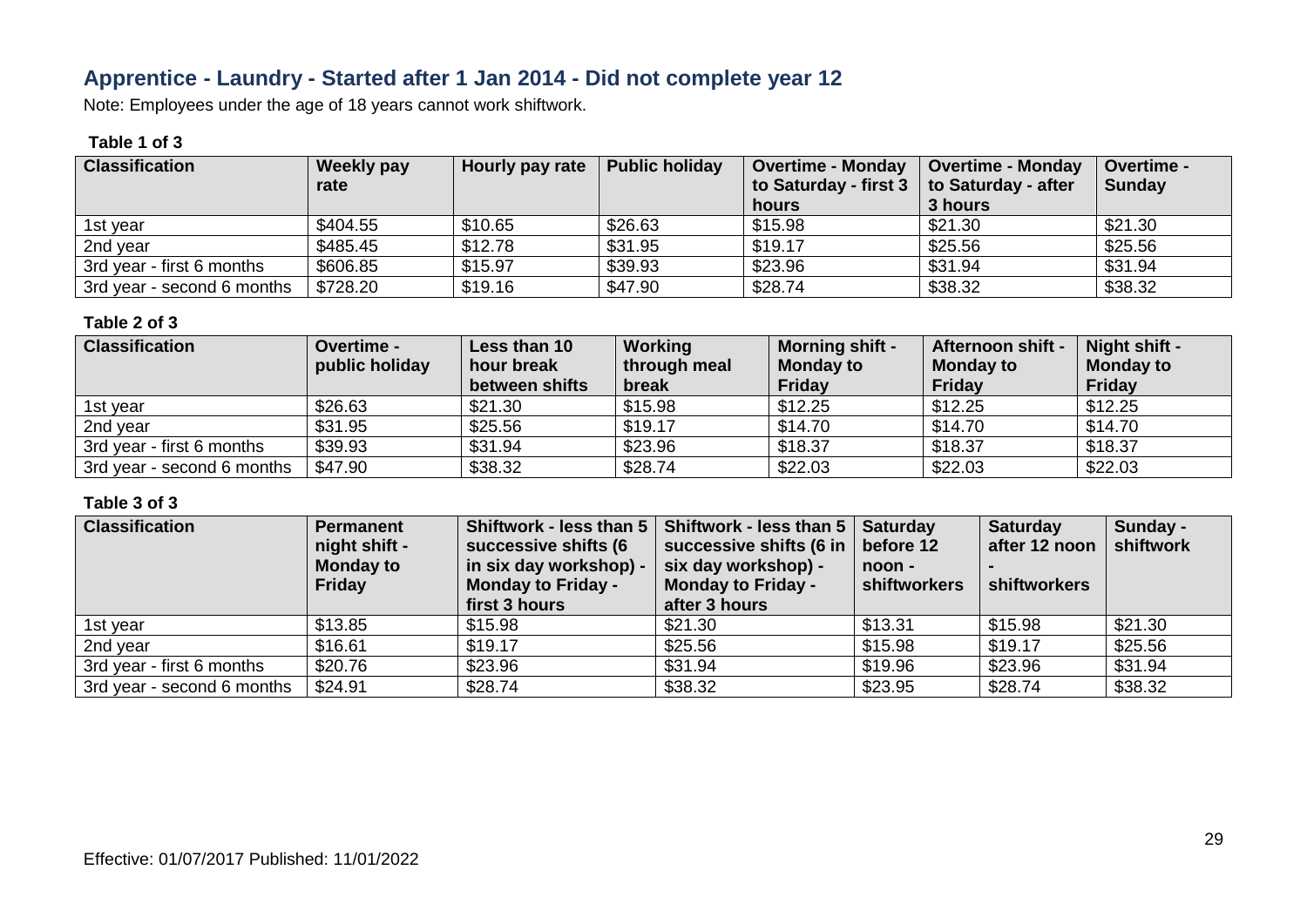## Apprentice - Laundry - Started after 1 Jan 2014 - Did not complete year 12

Note: Employees under the age of 18 years cannot work shiftwork.

**Table 1 of 3**

| Classification | Weekly pay rate | Hourly pay rate | Public holiday | Overtime - Monday to Saturday - first 3 hours | Overtime - Monday to Saturday - after 3 hours | Overtime - Sunday |
|---|---|---|---|---|---|---|
| 1st year | $404.55 | $10.65 | $26.63 | $15.98 | $21.30 | $21.30 |
| 2nd year | $485.45 | $12.78 | $31.95 | $19.17 | $25.56 | $25.56 |
| 3rd year - first 6 months | $606.85 | $15.97 | $39.93 | $23.96 | $31.94 | $31.94 |
| 3rd year - second 6 months | $728.20 | $19.16 | $47.90 | $28.74 | $38.32 | $38.32 |

**Table 2 of 3**

| Classification | Overtime - public holiday | Less than 10 hour break between shifts | Working through meal break | Morning shift - Monday to Friday | Afternoon shift - Monday to Friday | Night shift - Monday to Friday |
|---|---|---|---|---|---|---|
| 1st year | $26.63 | $21.30 | $15.98 | $12.25 | $12.25 | $12.25 |
| 2nd year | $31.95 | $25.56 | $19.17 | $14.70 | $14.70 | $14.70 |
| 3rd year - first 6 months | $39.93 | $31.94 | $23.96 | $18.37 | $18.37 | $18.37 |
| 3rd year - second 6 months | $47.90 | $38.32 | $28.74 | $22.03 | $22.03 | $22.03 |

**Table 3 of 3**

| Classification | Permanent night shift - Monday to Friday | Shiftwork - less than 5 successive shifts (6 in six day workshop) - Monday to Friday - first 3 hours | Shiftwork - less than 5 successive shifts (6 in six day workshop) - Monday to Friday - after 3 hours | Saturday before 12 noon - shiftworkers | Saturday after 12 noon - shiftworkers | Sunday - shiftwork |
|---|---|---|---|---|---|---|
| 1st year | $13.85 | $15.98 | $21.30 | $13.31 | $15.98 | $21.30 |
| 2nd year | $16.61 | $19.17 | $25.56 | $15.98 | $19.17 | $25.56 |
| 3rd year - first 6 months | $20.76 | $23.96 | $31.94 | $19.96 | $23.96 | $31.94 |
| 3rd year - second 6 months | $24.91 | $28.74 | $38.32 | $23.95 | $28.74 | $38.32 |

Effective: 01/07/2017 Published: 11/01/2022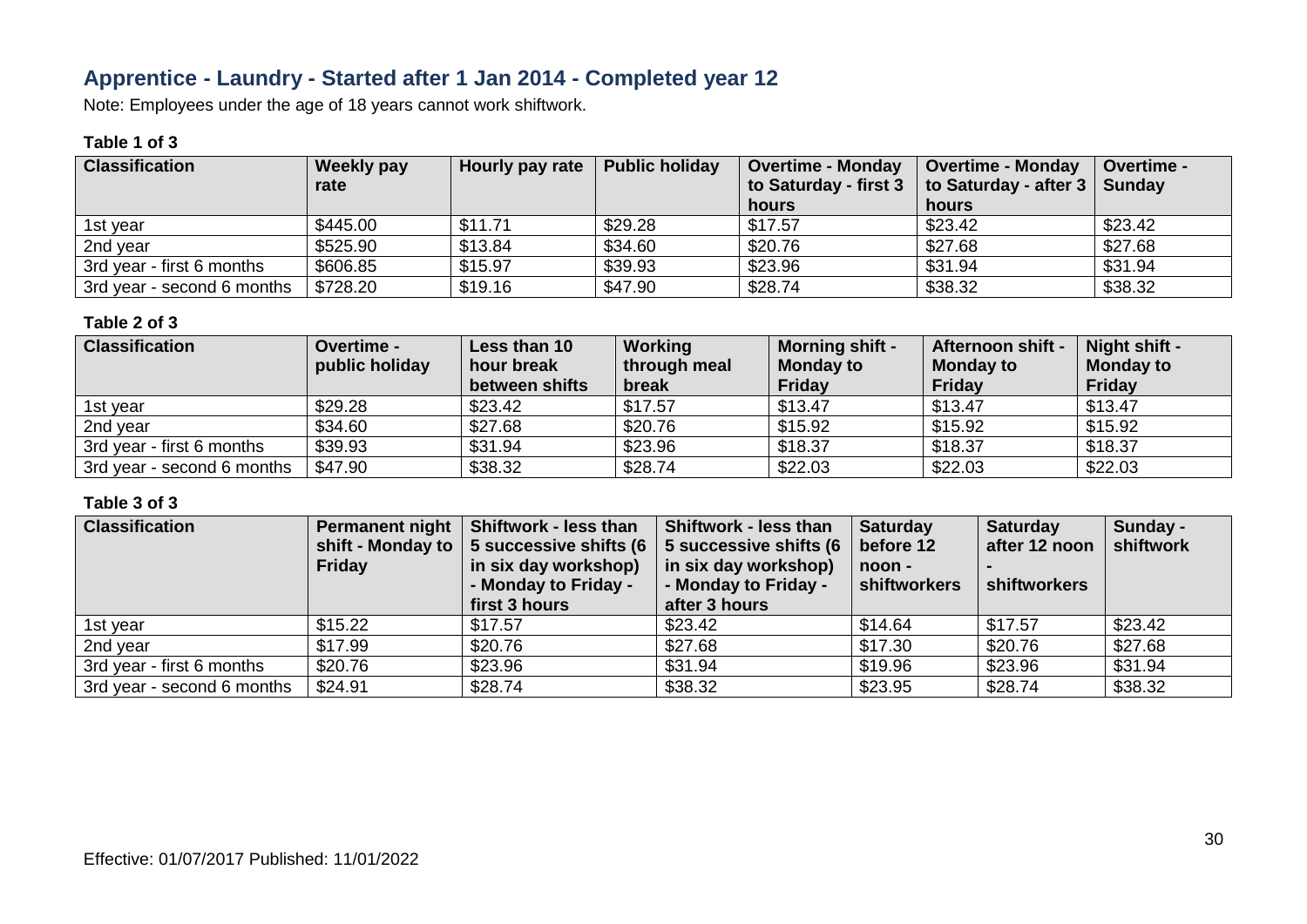## Apprentice - Laundry - Started after 1 Jan 2014 - Completed year 12

Note: Employees under the age of 18 years cannot work shiftwork.

### Table 1 of 3

| Classification | Weekly pay rate | Hourly pay rate | Public holiday | Overtime - Monday to Saturday - first 3 hours | Overtime - Monday to Saturday - after 3 hours | Overtime - Sunday |
|---|---|---|---|---|---|---|
| 1st year | \$445.00 | \$11.71 | \$29.28 | \$17.57 | \$23.42 | \$23.42 |
| 2nd year | \$525.90 | \$13.84 | \$34.60 | \$20.76 | \$27.68 | \$27.68 |
| 3rd year - first 6 months | \$606.85 | \$15.97 | \$39.93 | \$23.96 | \$31.94 | \$31.94 |
| 3rd year - second 6 months | \$728.20 | \$19.16 | \$47.90 | \$28.74 | \$38.32 | \$38.32 |

### Table 2 of 3

| Classification | Overtime - public holiday | Less than 10 hour break between shifts | Working through meal break | Morning shift - Monday to Friday | Afternoon shift - Monday to Friday | Night shift - Monday to Friday |
|---|---|---|---|---|---|---|
| 1st year | \$29.28 | \$23.42 | \$17.57 | \$13.47 | \$13.47 | \$13.47 |
| 2nd year | \$34.60 | \$27.68 | \$20.76 | \$15.92 | \$15.92 | \$15.92 |
| 3rd year - first 6 months | \$39.93 | \$31.94 | \$23.96 | \$18.37 | \$18.37 | \$18.37 |
| 3rd year - second 6 months | \$47.90 | \$38.32 | \$28.74 | \$22.03 | \$22.03 | \$22.03 |

### Table 3 of 3

| Classification | Permanent night shift - Monday to Friday | Shiftwork - less than 5 successive shifts (6 in six day workshop) - Monday to Friday - first 3 hours | Shiftwork - less than 5 successive shifts (6 in six day workshop) - Monday to Friday - after 3 hours | Saturday before 12 noon - shiftworkers | Saturday after 12 noon - shiftworkers | Sunday - shiftwork |
|---|---|---|---|---|---|---|
| 1st year | \$15.22 | \$17.57 | \$23.42 | \$14.64 | \$17.57 | \$23.42 |
| 2nd year | \$17.99 | \$20.76 | \$27.68 | \$17.30 | \$20.76 | \$27.68 |
| 3rd year - first 6 months | \$20.76 | \$23.96 | \$31.94 | \$19.96 | \$23.96 | \$31.94 |
| 3rd year - second 6 months | \$24.91 | \$28.74 | \$38.32 | \$23.95 | \$28.74 | \$38.32 |

Effective: 01/07/2017 Published: 11/01/2022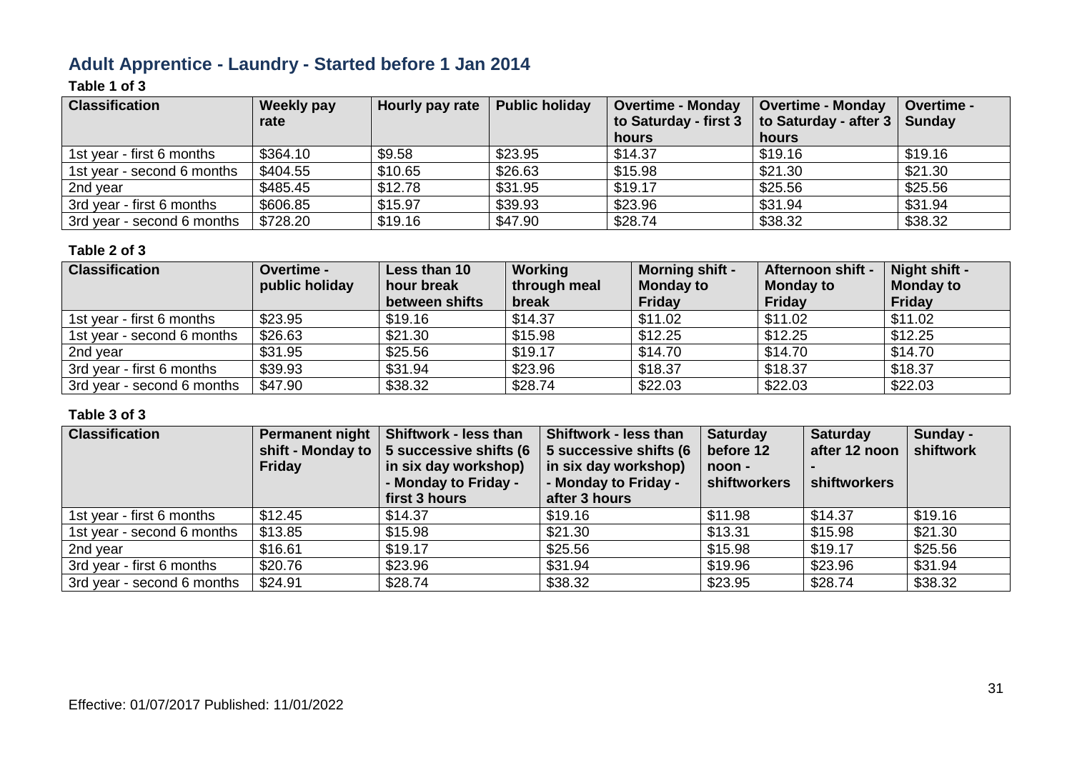## Adult Apprentice - Laundry - Started before 1 Jan 2014

**Table 1 of 3**

| Classification | Weekly pay rate | Hourly pay rate | Public holiday | Overtime - Monday to Saturday - first 3 hours | Overtime - Monday to Saturday - after 3 hours | Overtime - Sunday |
|---|---|---|---|---|---|---|
| 1st year - first 6 months | $364.10 | $9.58 | $23.95 | $14.37 | $19.16 | $19.16 |
| 1st year - second 6 months | $404.55 | $10.65 | $26.63 | $15.98 | $21.30 | $21.30 |
| 2nd year | $485.45 | $12.78 | $31.95 | $19.17 | $25.56 | $25.56 |
| 3rd year - first 6 months | $606.85 | $15.97 | $39.93 | $23.96 | $31.94 | $31.94 |
| 3rd year - second 6 months | $728.20 | $19.16 | $47.90 | $28.74 | $38.32 | $38.32 |

**Table 2 of 3**

| Classification | Overtime - public holiday | Less than 10 hour break between shifts | Working through meal break | Morning shift - Monday to Friday | Afternoon shift - Monday to Friday | Night shift - Monday to Friday |
|---|---|---|---|---|---|---|
| 1st year - first 6 months | $23.95 | $19.16 | $14.37 | $11.02 | $11.02 | $11.02 |
| 1st year - second 6 months | $26.63 | $21.30 | $15.98 | $12.25 | $12.25 | $12.25 |
| 2nd year | $31.95 | $25.56 | $19.17 | $14.70 | $14.70 | $14.70 |
| 3rd year - first 6 months | $39.93 | $31.94 | $23.96 | $18.37 | $18.37 | $18.37 |
| 3rd year - second 6 months | $47.90 | $38.32 | $28.74 | $22.03 | $22.03 | $22.03 |

**Table 3 of 3**

| Classification | Permanent night shift - Monday to Friday | Shiftwork - less than 5 successive shifts (6 in six day workshop) - Monday to Friday - first 3 hours | Shiftwork - less than 5 successive shifts (6 in six day workshop) - Monday to Friday - after 3 hours | Saturday before 12 noon - shiftworkers | Saturday after 12 noon - shiftworkers | Sunday - shiftwork |
|---|---|---|---|---|---|---|
| 1st year - first 6 months | $12.45 | $14.37 | $19.16 | $11.98 | $14.37 | $19.16 |
| 1st year - second 6 months | $13.85 | $15.98 | $21.30 | $13.31 | $15.98 | $21.30 |
| 2nd year | $16.61 | $19.17 | $25.56 | $15.98 | $19.17 | $25.56 |
| 3rd year - first 6 months | $20.76 | $23.96 | $31.94 | $19.96 | $23.96 | $31.94 |
| 3rd year - second 6 months | $24.91 | $28.74 | $38.32 | $23.95 | $28.74 | $38.32 |

Effective: 01/07/2017 Published: 11/01/2022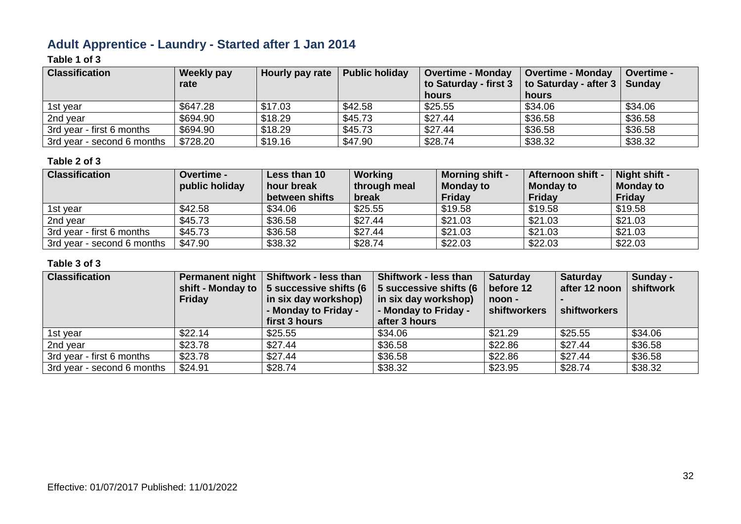## Adult Apprentice - Laundry - Started after 1 Jan 2014

**Table 1 of 3**

| Classification | Weekly pay rate | Hourly pay rate | Public holiday | Overtime - Monday to Saturday - first 3 hours | Overtime - Monday to Saturday - after 3 hours | Overtime - Sunday |
|---|---|---|---|---|---|---|
| 1st year | $647.28 | $17.03 | $42.58 | $25.55 | $34.06 | $34.06 |
| 2nd year | $694.90 | $18.29 | $45.73 | $27.44 | $36.58 | $36.58 |
| 3rd year - first 6 months | $694.90 | $18.29 | $45.73 | $27.44 | $36.58 | $36.58 |
| 3rd year - second 6 months | $728.20 | $19.16 | $47.90 | $28.74 | $38.32 | $38.32 |

**Table 2 of 3**

| Classification | Overtime - public holiday | Less than 10 hour break between shifts | Working through meal break | Morning shift - Monday to Friday | Afternoon shift - Monday to Friday | Night shift - Monday to Friday |
|---|---|---|---|---|---|---|
| 1st year | $42.58 | $34.06 | $25.55 | $19.58 | $19.58 | $19.58 |
| 2nd year | $45.73 | $36.58 | $27.44 | $21.03 | $21.03 | $21.03 |
| 3rd year - first 6 months | $45.73 | $36.58 | $27.44 | $21.03 | $21.03 | $21.03 |
| 3rd year - second 6 months | $47.90 | $38.32 | $28.74 | $22.03 | $22.03 | $22.03 |

**Table 3 of 3**

| Classification | Permanent night shift - Monday to Friday | Shiftwork - less than 5 successive shifts (6 in six day workshop) - Monday to Friday - first 3 hours | Shiftwork - less than 5 successive shifts (6 in six day workshop) - Monday to Friday - after 3 hours | Saturday before 12 noon - shiftworkers | Saturday after 12 noon - shiftworkers | Sunday - shiftwork |
|---|---|---|---|---|---|---|
| 1st year | $22.14 | $25.55 | $34.06 | $21.29 | $25.55 | $34.06 |
| 2nd year | $23.78 | $27.44 | $36.58 | $22.86 | $27.44 | $36.58 |
| 3rd year - first 6 months | $23.78 | $27.44 | $36.58 | $22.86 | $27.44 | $36.58 |
| 3rd year - second 6 months | $24.91 | $28.74 | $38.32 | $23.95 | $28.74 | $38.32 |

Effective: 01/07/2017 Published: 11/01/2022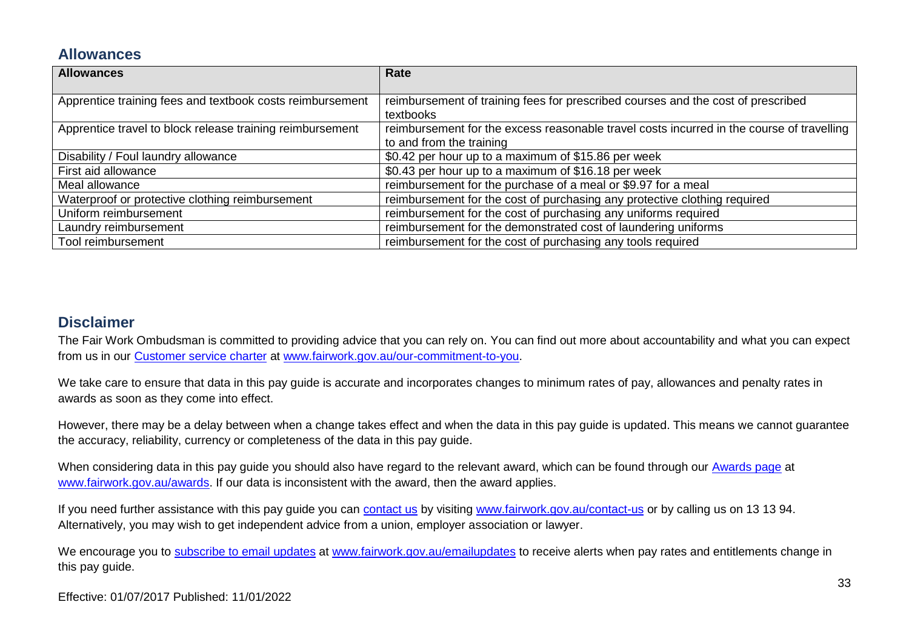## Allowances

| Allowances | Rate |
|---|---|
| Apprentice training fees and textbook costs reimbursement | reimbursement of training fees for prescribed courses and the cost of prescribed textbooks |
| Apprentice travel to block release training reimbursement | reimbursement for the excess reasonable travel costs incurred in the course of travelling to and from the training |
| Disability / Foul laundry allowance | $0.42 per hour up to a maximum of $15.86 per week |
| First aid allowance | $0.43 per hour up to a maximum of $16.18 per week |
| Meal allowance | reimbursement for the purchase of a meal or $9.97 for a meal |
| Waterproof or protective clothing reimbursement | reimbursement for the cost of purchasing any protective clothing required |
| Uniform reimbursement | reimbursement for the cost of purchasing any uniforms required |
| Laundry reimbursement | reimbursement for the demonstrated cost of laundering uniforms |
| Tool reimbursement | reimbursement for the cost of purchasing any tools required |

## Disclaimer

The Fair Work Ombudsman is committed to providing advice that you can rely on. You can find out more about accountability and what you can expect from us in our [Customer service charter](www.fairwork.gov.au/our-commitment-to-you) at [www.fairwork.gov.au/our-commitment-to-you](www.fairwork.gov.au/our-commitment-to-you).

We take care to ensure that data in this pay guide is accurate and incorporates changes to minimum rates of pay, allowances and penalty rates in awards as soon as they come into effect.

However, there may be a delay between when a change takes effect and when the data in this pay guide is updated. This means we cannot guarantee the accuracy, reliability, currency or completeness of the data in this pay guide.

When considering data in this pay guide you should also have regard to the relevant award, which can be found through our [Awards page](www.fairwork.gov.au/awards) at [www.fairwork.gov.au/awards](www.fairwork.gov.au/awards). If our data is inconsistent with the award, then the award applies.

If you need further assistance with this pay guide you can [contact us](www.fairwork.gov.au/contact-us) by visiting [www.fairwork.gov.au/contact-us](www.fairwork.gov.au/contact-us) or by calling us on 13 13 94. Alternatively, you may wish to get independent advice from a union, employer association or lawyer.

We encourage you to [subscribe to email updates](www.fairwork.gov.au/emailupdates) at [www.fairwork.gov.au/emailupdates](www.fairwork.gov.au/emailupdates) to receive alerts when pay rates and entitlements change in this pay guide.

Effective: 01/07/2017 Published: 11/01/2022